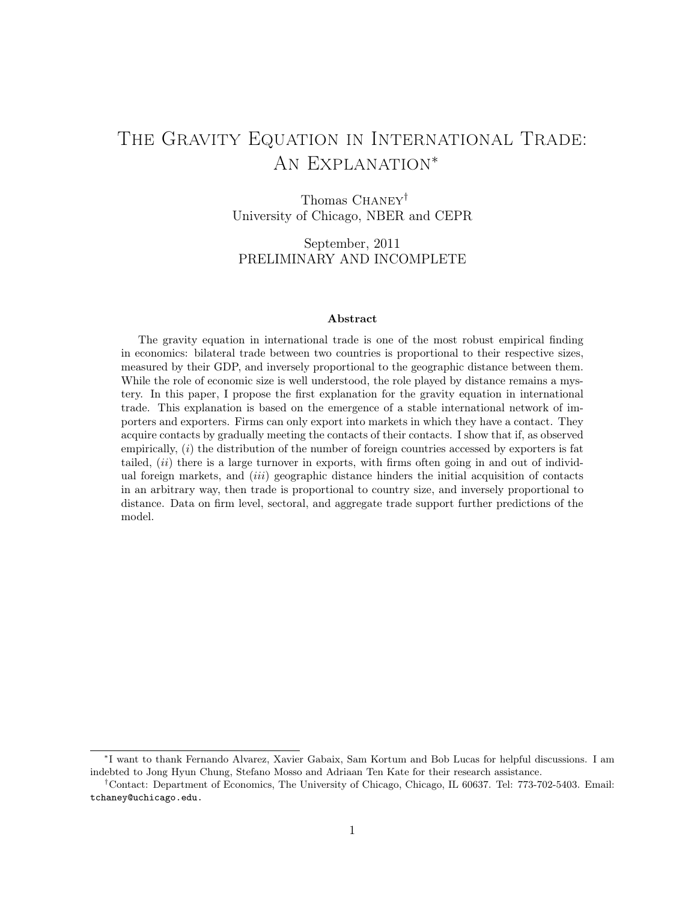# The Gravity Equation in International Trade: An Explanation[*]

Thomas Chaney[†]
University of Chicago, NBER and CEPR

September, 2011
PRELIMINARY AND INCOMPLETE

### Abstract

The gravity equation in international trade is one of the most robust empirical finding in economics: bilateral trade between two countries is proportional to their respective sizes, measured by their GDP, and inversely proportional to the geographic distance between them. While the role of economic size is well understood, the role played by distance remains a mystery. In this paper, I propose the first explanation for the gravity equation in international trade. This explanation is based on the emergence of a stable international network of importers and exporters. Firms can only export into markets in which they have a contact. They acquire contacts by gradually meeting the contacts of their contacts. I show that if, as observed empirically, (*i*) the distribution of the number of foreign countries accessed by exporters is fat tailed, (*ii*) there is a large turnover in exports, with firms often going in and out of individual foreign markets, and (*iii*) geographic distance hinders the initial acquisition of contacts in an arbitrary way, then trade is proportional to country size, and inversely proportional to distance. Data on firm level, sectoral, and aggregate trade support further predictions of the model.

---

[*] I want to thank Fernando Alvarez, Xavier Gabaix, Sam Kortum and Bob Lucas for helpful discussions. I am indebted to Jong Hyun Chung, Stefano Mosso and Adriaan Ten Kate for their research assistance.

[†] Contact: Department of Economics, The University of Chicago, Chicago, IL 60637. Tel: 773-702-5403. Email: tchaney@uchicago.edu.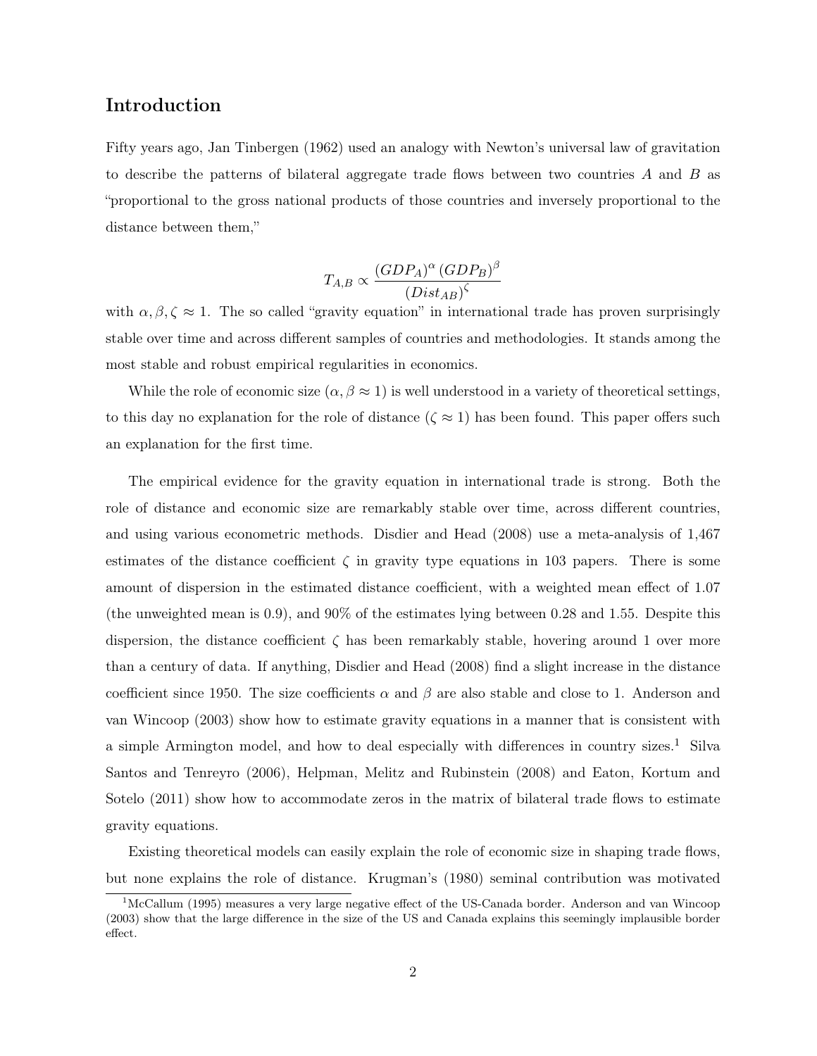## Introduction

Fifty years ago, Jan Tinbergen (1962) used an analogy with Newton's universal law of gravitation to describe the patterns of bilateral aggregate trade flows between two countries $A$ and $B$ as "proportional to the gross national products of those countries and inversely proportional to the distance between them,"

$$T_{A,B} \propto \frac{(GDP_A)^{\alpha}\,(GDP_B)^{\beta}}{(Dist_{AB})^{\zeta}}$$

with $\alpha, \beta, \zeta \approx 1$. The so called "gravity equation" in international trade has proven surprisingly stable over time and across different samples of countries and methodologies. It stands among the most stable and robust empirical regularities in economics.

While the role of economic size ($\alpha, \beta \approx 1$) is well understood in a variety of theoretical settings, to this day no explanation for the role of distance ($\zeta \approx 1$) has been found. This paper offers such an explanation for the first time.

The empirical evidence for the gravity equation in international trade is strong. Both the role of distance and economic size are remarkably stable over time, across different countries, and using various econometric methods. Disdier and Head (2008) use a meta-analysis of 1,467 estimates of the distance coefficient $\zeta$ in gravity type equations in 103 papers. There is some amount of dispersion in the estimated distance coefficient, with a weighted mean effect of 1.07 (the unweighted mean is 0.9), and 90% of the estimates lying between 0.28 and 1.55. Despite this dispersion, the distance coefficient $\zeta$ has been remarkably stable, hovering around 1 over more than a century of data. If anything, Disdier and Head (2008) find a slight increase in the distance coefficient since 1950. The size coefficients $\alpha$ and $\beta$ are also stable and close to 1. Anderson and van Wincoop (2003) show how to estimate gravity equations in a manner that is consistent with a simple Armington model, and how to deal especially with differences in country sizes.[1] Silva Santos and Tenreyro (2006), Helpman, Melitz and Rubinstein (2008) and Eaton, Kortum and Sotelo (2011) show how to accommodate zeros in the matrix of bilateral trade flows to estimate gravity equations.

Existing theoretical models can easily explain the role of economic size in shaping trade flows, but none explains the role of distance. Krugman's (1980) seminal contribution was motivated

[1] McCallum (1995) measures a very large negative effect of the US-Canada border. Anderson and van Wincoop (2003) show that the large difference in the size of the US and Canada explains this seemingly implausible border effect.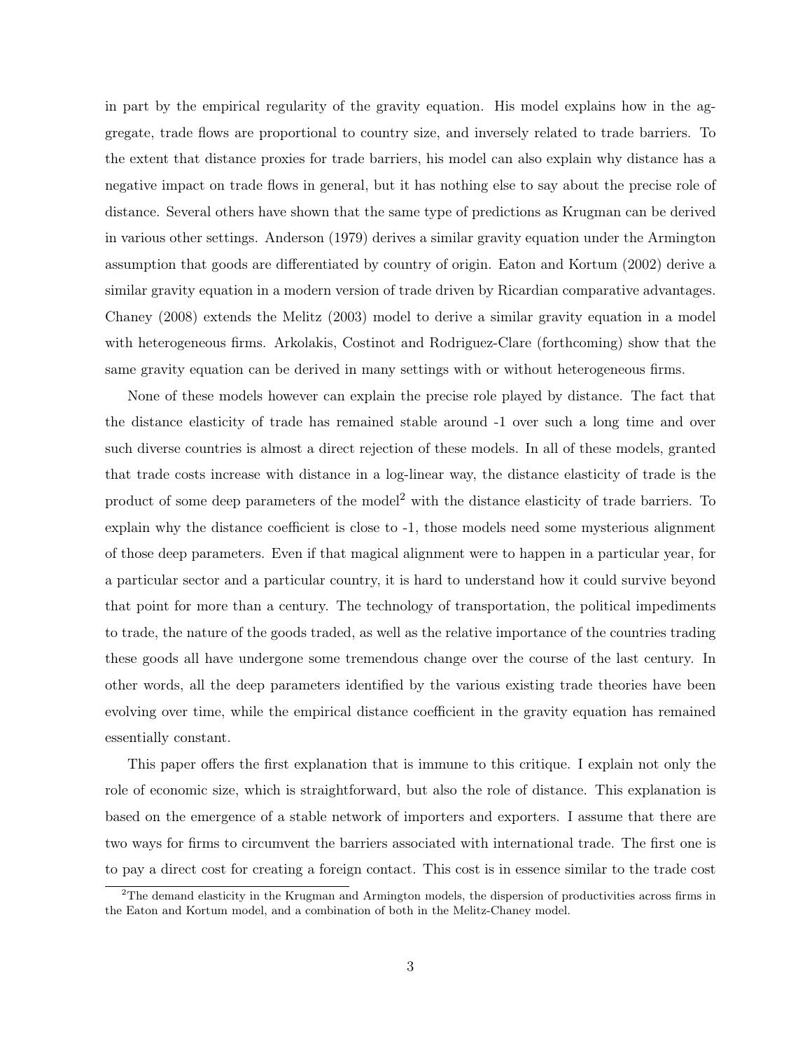in part by the empirical regularity of the gravity equation. His model explains how in the aggregate, trade flows are proportional to country size, and inversely related to trade barriers. To the extent that distance proxies for trade barriers, his model can also explain why distance has a negative impact on trade flows in general, but it has nothing else to say about the precise role of distance. Several others have shown that the same type of predictions as Krugman can be derived in various other settings. Anderson (1979) derives a similar gravity equation under the Armington assumption that goods are differentiated by country of origin. Eaton and Kortum (2002) derive a similar gravity equation in a modern version of trade driven by Ricardian comparative advantages. Chaney (2008) extends the Melitz (2003) model to derive a similar gravity equation in a model with heterogeneous firms. Arkolakis, Costinot and Rodriguez-Clare (forthcoming) show that the same gravity equation can be derived in many settings with or without heterogeneous firms.

None of these models however can explain the precise role played by distance. The fact that the distance elasticity of trade has remained stable around -1 over such a long time and over such diverse countries is almost a direct rejection of these models. In all of these models, granted that trade costs increase with distance in a log-linear way, the distance elasticity of trade is the product of some deep parameters of the model[2] with the distance elasticity of trade barriers. To explain why the distance coefficient is close to -1, those models need some mysterious alignment of those deep parameters. Even if that magical alignment were to happen in a particular year, for a particular sector and a particular country, it is hard to understand how it could survive beyond that point for more than a century. The technology of transportation, the political impediments to trade, the nature of the goods traded, as well as the relative importance of the countries trading these goods all have undergone some tremendous change over the course of the last century. In other words, all the deep parameters identified by the various existing trade theories have been evolving over time, while the empirical distance coefficient in the gravity equation has remained essentially constant.

This paper offers the first explanation that is immune to this critique. I explain not only the role of economic size, which is straightforward, but also the role of distance. This explanation is based on the emergence of a stable network of importers and exporters. I assume that there are two ways for firms to circumvent the barriers associated with international trade. The first one is to pay a direct cost for creating a foreign contact. This cost is in essence similar to the trade cost

[2] The demand elasticity in the Krugman and Armington models, the dispersion of productivities across firms in the Eaton and Kortum model, and a combination of both in the Melitz-Chaney model.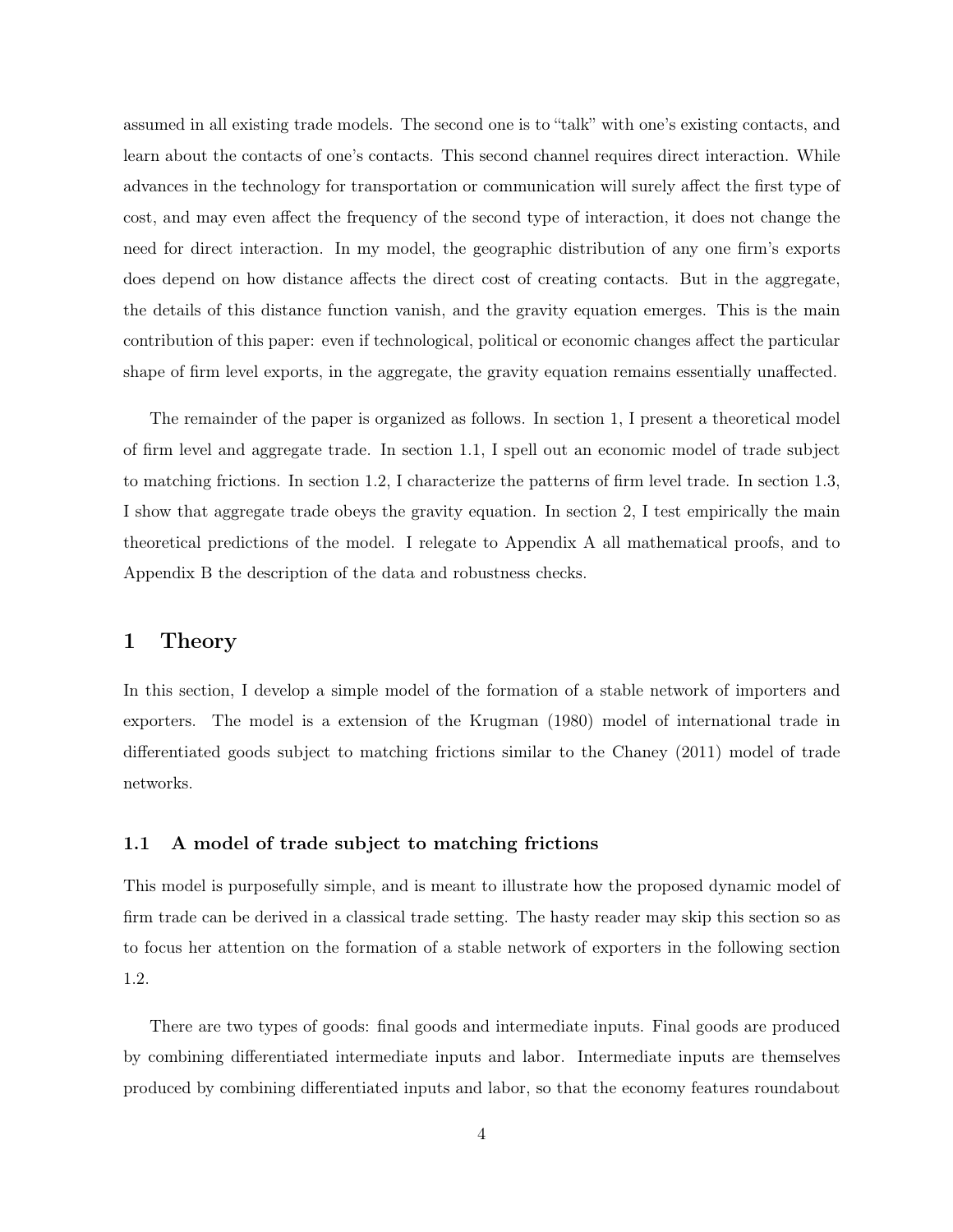assumed in all existing trade models. The second one is to "talk" with one's existing contacts, and learn about the contacts of one's contacts. This second channel requires direct interaction. While advances in the technology for transportation or communication will surely affect the first type of cost, and may even affect the frequency of the second type of interaction, it does not change the need for direct interaction. In my model, the geographic distribution of any one firm's exports does depend on how distance affects the direct cost of creating contacts. But in the aggregate, the details of this distance function vanish, and the gravity equation emerges. This is the main contribution of this paper: even if technological, political or economic changes affect the particular shape of firm level exports, in the aggregate, the gravity equation remains essentially unaffected.

The remainder of the paper is organized as follows. In section 1, I present a theoretical model of firm level and aggregate trade. In section 1.1, I spell out an economic model of trade subject to matching frictions. In section 1.2, I characterize the patterns of firm level trade. In section 1.3, I show that aggregate trade obeys the gravity equation. In section 2, I test empirically the main theoretical predictions of the model. I relegate to Appendix A all mathematical proofs, and to Appendix B the description of the data and robustness checks.

# 1 Theory

In this section, I develop a simple model of the formation of a stable network of importers and exporters. The model is a extension of the Krugman (1980) model of international trade in differentiated goods subject to matching frictions similar to the Chaney (2011) model of trade networks.

## 1.1 A model of trade subject to matching frictions

This model is purposefully simple, and is meant to illustrate how the proposed dynamic model of firm trade can be derived in a classical trade setting. The hasty reader may skip this section so as to focus her attention on the formation of a stable network of exporters in the following section 1.2.

There are two types of goods: final goods and intermediate inputs. Final goods are produced by combining differentiated intermediate inputs and labor. Intermediate inputs are themselves produced by combining differentiated inputs and labor, so that the economy features roundabout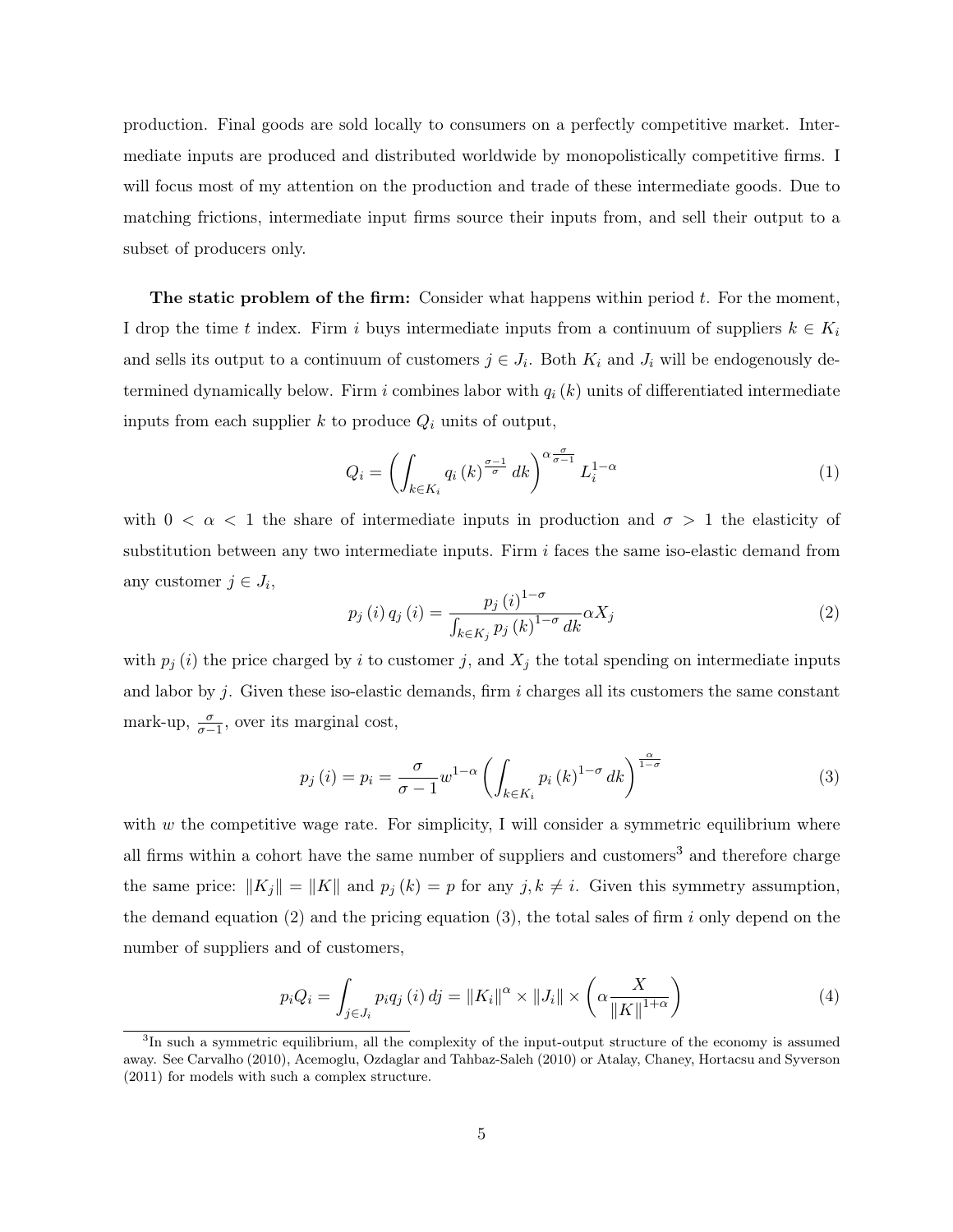production. Final goods are sold locally to consumers on a perfectly competitive market. Intermediate inputs are produced and distributed worldwide by monopolistically competitive firms. I will focus most of my attention on the production and trade of these intermediate goods. Due to matching frictions, intermediate input firms source their inputs from, and sell their output to a subset of producers only.

**The static problem of the firm:** Consider what happens within period $t$. For the moment, I drop the time $t$ index. Firm $i$ buys intermediate inputs from a continuum of suppliers $k \in K_i$ and sells its output to a continuum of customers $j \in J_i$. Both $K_i$ and $J_i$ will be endogenously determined dynamically below. Firm $i$ combines labor with $q_i(k)$ units of differentiated intermediate inputs from each supplier $k$ to produce $Q_i$ units of output,

$$Q_i = \left( \int_{k \in K_i} q_i(k)^{\frac{\sigma-1}{\sigma}} dk \right)^{\alpha \frac{\sigma}{\sigma-1}} L_i^{1-\alpha} \tag{1}$$

with $0 < \alpha < 1$ the share of intermediate inputs in production and $\sigma > 1$ the elasticity of substitution between any two intermediate inputs. Firm $i$ faces the same iso-elastic demand from any customer $j \in J_i$,

$$p_j(i) q_j(i) = \frac{p_j(i)^{1-\sigma}}{\int_{k \in K_j} p_j(k)^{1-\sigma} dk} \alpha X_j \tag{2}$$

with $p_j(i)$ the price charged by $i$ to customer $j$, and $X_j$ the total spending on intermediate inputs and labor by $j$. Given these iso-elastic demands, firm $i$ charges all its customers the same constant mark-up, $\frac{\sigma}{\sigma-1}$, over its marginal cost,

$$p_j(i) = p_i = \frac{\sigma}{\sigma-1} w^{1-\alpha} \left( \int_{k \in K_i} p_i(k)^{1-\sigma} dk \right)^{\frac{\alpha}{1-\sigma}} \tag{3}$$

with $w$ the competitive wage rate. For simplicity, I will consider a symmetric equilibrium where all firms within a cohort have the same number of suppliers and customers[3] and therefore charge the same price: $\|K_j\| = \|K\|$ and $p_j(k) = p$ for any $j, k \neq i$. Given this symmetry assumption, the demand equation (2) and the pricing equation (3), the total sales of firm $i$ only depend on the number of suppliers and of customers,

$$p_i Q_i = \int_{j \in J_i} p_i q_j(i) dj = \|K_i\|^{\alpha} \times \|J_i\| \times \left( \alpha \frac{X}{\|K\|^{1+\alpha}} \right) \tag{4}$$

[3] In such a symmetric equilibrium, all the complexity of the input-output structure of the economy is assumed away. See Carvalho (2010), Acemoglu, Ozdaglar and Tahbaz-Saleh (2010) or Atalay, Chaney, Hortacsu and Syverson (2011) for models with such a complex structure.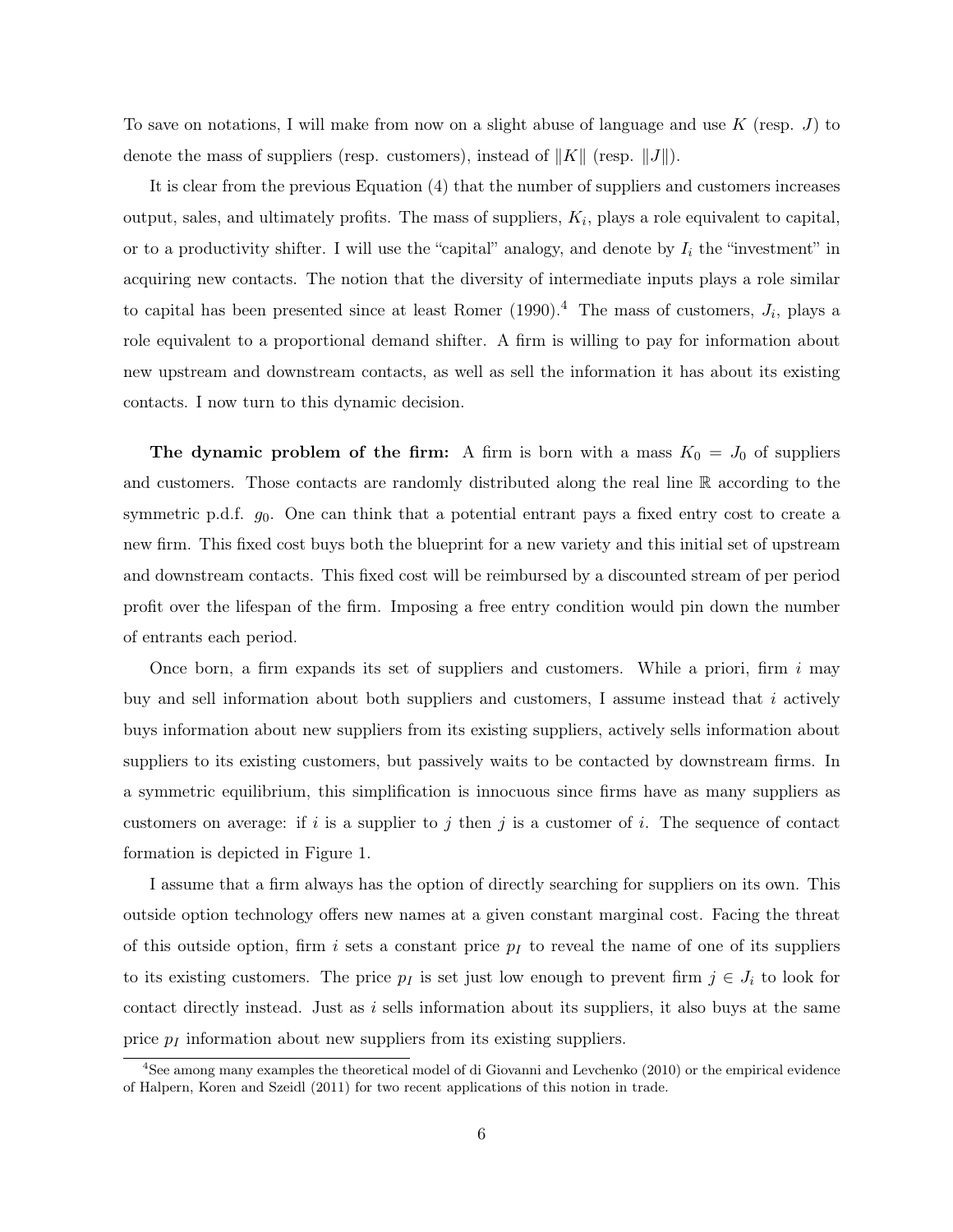To save on notations, I will make from now on a slight abuse of language and use $K$ (resp. $J$) to denote the mass of suppliers (resp. customers), instead of $\|K\|$ (resp. $\|J\|$).

It is clear from the previous Equation (4) that the number of suppliers and customers increases output, sales, and ultimately profits. The mass of suppliers, $K_i$, plays a role equivalent to capital, or to a productivity shifter. I will use the "capital" analogy, and denote by $I_i$ the "investment" in acquiring new contacts. The notion that the diversity of intermediate inputs plays a role similar to capital has been presented since at least Romer (1990).[4] The mass of customers, $J_i$, plays a role equivalent to a proportional demand shifter. A firm is willing to pay for information about new upstream and downstream contacts, as well as sell the information it has about its existing contacts. I now turn to this dynamic decision.

**The dynamic problem of the firm:** A firm is born with a mass $K_0 = J_0$ of suppliers and customers. Those contacts are randomly distributed along the real line $\mathbb{R}$ according to the symmetric p.d.f. $g_0$. One can think that a potential entrant pays a fixed entry cost to create a new firm. This fixed cost buys both the blueprint for a new variety and this initial set of upstream and downstream contacts. This fixed cost will be reimbursed by a discounted stream of per period profit over the lifespan of the firm. Imposing a free entry condition would pin down the number of entrants each period.

Once born, a firm expands its set of suppliers and customers. While a priori, firm $i$ may buy and sell information about both suppliers and customers, I assume instead that $i$ actively buys information about new suppliers from its existing suppliers, actively sells information about suppliers to its existing customers, but passively waits to be contacted by downstream firms. In a symmetric equilibrium, this simplification is innocuous since firms have as many suppliers as customers on average: if $i$ is a supplier to $j$ then $j$ is a customer of $i$. The sequence of contact formation is depicted in Figure 1.

I assume that a firm always has the option of directly searching for suppliers on its own. This outside option technology offers new names at a given constant marginal cost. Facing the threat of this outside option, firm $i$ sets a constant price $p_I$ to reveal the name of one of its suppliers to its existing customers. The price $p_I$ is set just low enough to prevent firm $j \in J_i$ to look for contact directly instead. Just as $i$ sells information about its suppliers, it also buys at the same price $p_I$ information about new suppliers from its existing suppliers.

[4] See among many examples the theoretical model of di Giovanni and Levchenko (2010) or the empirical evidence of Halpern, Koren and Szeidl (2011) for two recent applications of this notion in trade.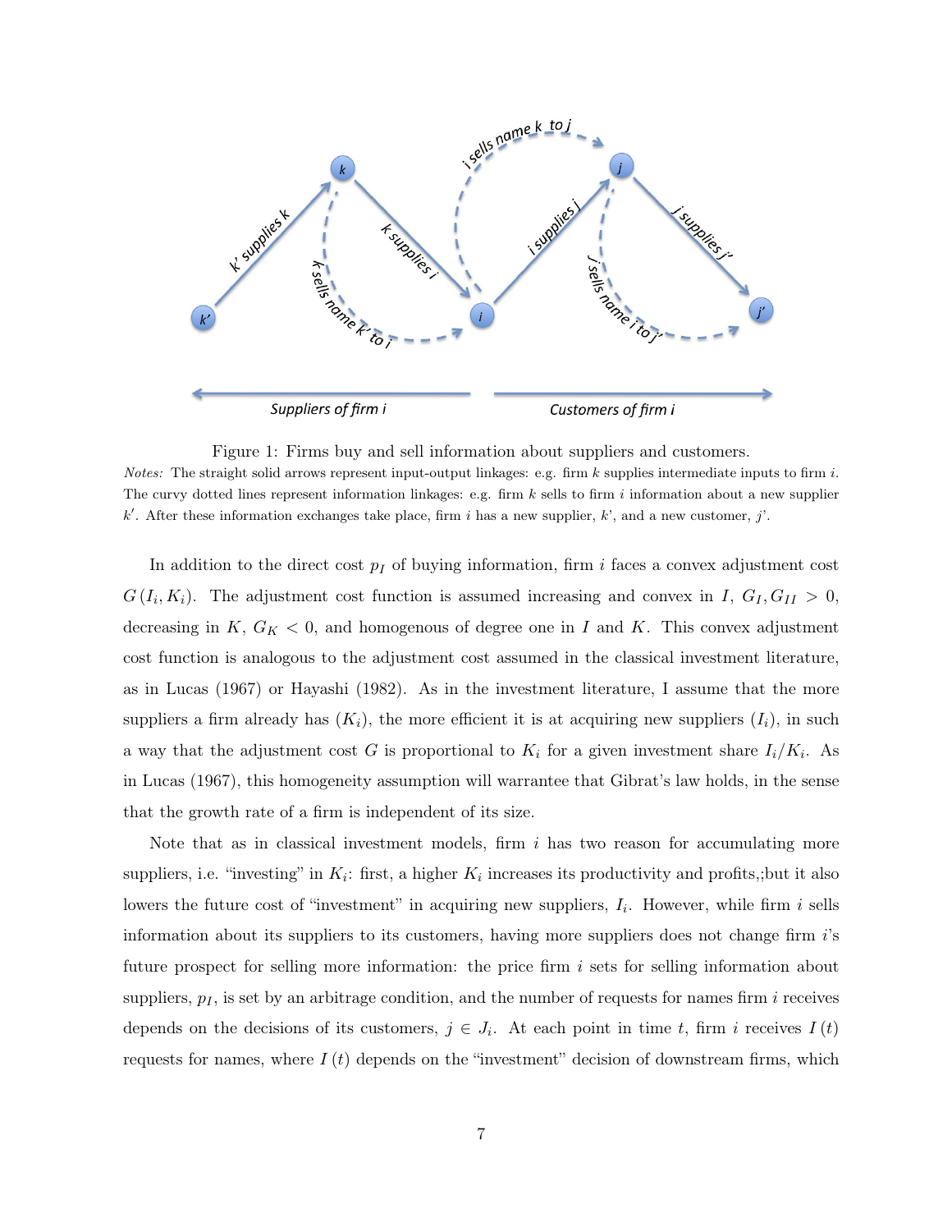Figure 1: Firms buy and sell information about suppliers and customers.

*Notes:* The straight solid arrows represent input-output linkages: e.g. firm $k$ supplies intermediate inputs to firm $i$. The curvy dotted lines represent information linkages: e.g. firm $k$ sells to firm $i$ information about a new supplier $k'$. After these information exchanges take place, firm $i$ has a new supplier, $k$', and a new customer, $j$'.

In addition to the direct cost $p_I$ of buying information, firm $i$ faces a convex adjustment cost $G(I_i, K_i)$. The adjustment cost function is assumed increasing and convex in $I$, $G_I, G_{II} > 0$, decreasing in $K$, $G_K < 0$, and homogenous of degree one in $I$ and $K$. This convex adjustment cost function is analogous to the adjustment cost assumed in the classical investment literature, as in Lucas (1967) or Hayashi (1982). As in the investment literature, I assume that the more suppliers a firm already has ($K_i$), the more efficient it is at acquiring new suppliers ($I_i$), in such a way that the adjustment cost $G$ is proportional to $K_i$ for a given investment share $I_i/K_i$. As in Lucas (1967), this homogeneity assumption will warrantee that Gibrat's law holds, in the sense that the growth rate of a firm is independent of its size.

Note that as in classical investment models, firm $i$ has two reason for accumulating more suppliers, i.e. "investing" in $K_i$: first, a higher $K_i$ increases its productivity and profits,;but it also lowers the future cost of "investment" in acquiring new suppliers, $I_i$. However, while firm $i$ sells information about its suppliers to its customers, having more suppliers does not change firm $i$'s future prospect for selling more information: the price firm $i$ sets for selling information about suppliers, $p_I$, is set by an arbitrage condition, and the number of requests for names firm $i$ receives depends on the decisions of its customers, $j \in J_i$. At each point in time $t$, firm $i$ receives $I(t)$ requests for names, where $I(t)$ depends on the "investment" decision of downstream firms, which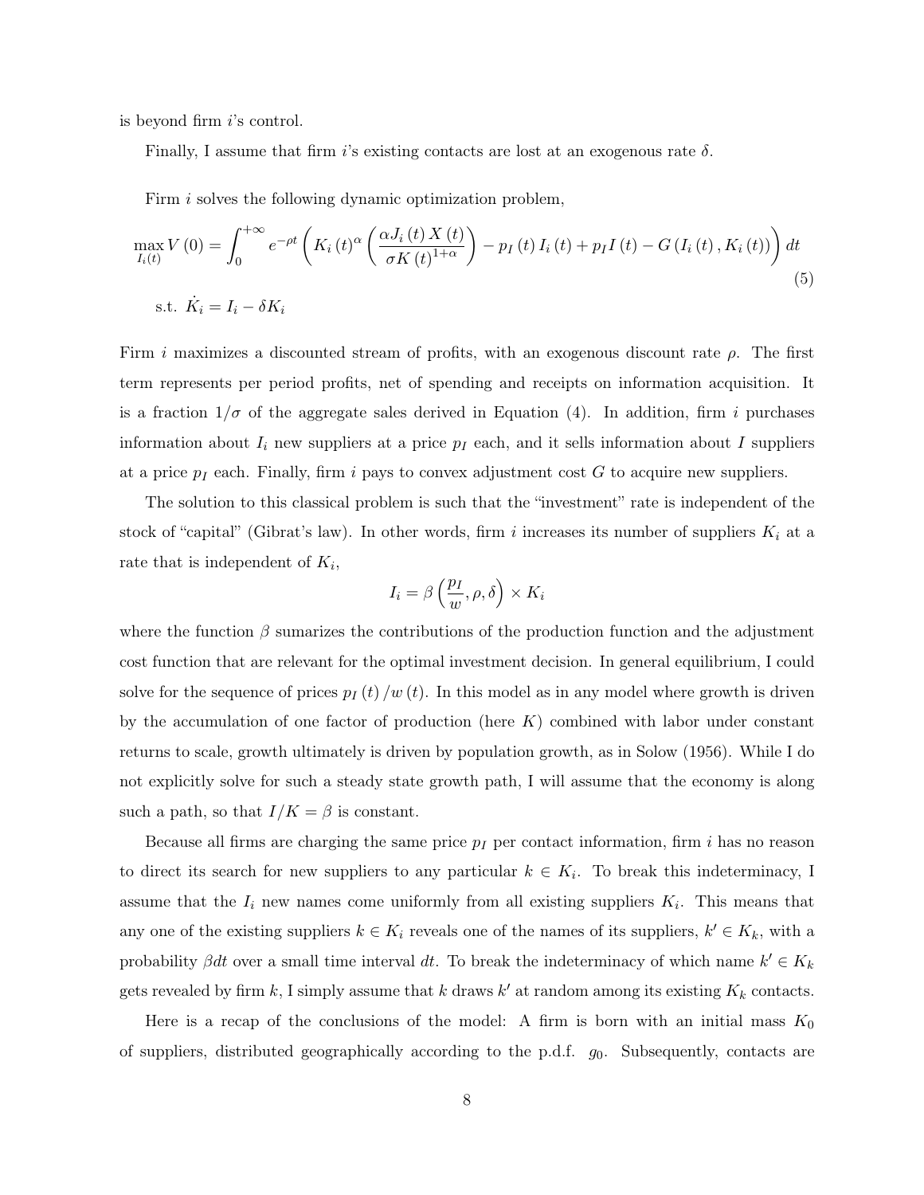is beyond firm $i$'s control.

Finally, I assume that firm $i$'s existing contacts are lost at an exogenous rate $\delta$.

Firm $i$ solves the following dynamic optimization problem,

$$
\max_{I_i(t)} V(0) = \int_0^{+\infty} e^{-\rho t} \left( K_i(t)^{\alpha} \left( \frac{\alpha J_i(t) X(t)}{\sigma K(t)^{1+\alpha}} \right) - p_I(t) I_i(t) + p_I I(t) - G(I_i(t), K_i(t)) \right) dt \tag{5}
$$

$$
\text{s.t. } \dot{K}_i = I_i - \delta K_i
$$

Firm $i$ maximizes a discounted stream of profits, with an exogenous discount rate $\rho$. The first term represents per period profits, net of spending and receipts on information acquisition. It is a fraction $1/\sigma$ of the aggregate sales derived in Equation (4). In addition, firm $i$ purchases information about $I_i$ new suppliers at a price $p_I$ each, and it sells information about $I$ suppliers at a price $p_I$ each. Finally, firm $i$ pays to convex adjustment cost $G$ to acquire new suppliers.

The solution to this classical problem is such that the "investment" rate is independent of the stock of "capital" (Gibrat's law). In other words, firm $i$ increases its number of suppliers $K_i$ at a rate that is independent of $K_i$,

$$
I_i = \beta \left( \frac{p_I}{w}, \rho, \delta \right) \times K_i
$$

where the function $\beta$ sumarizes the contributions of the production function and the adjustment cost function that are relevant for the optimal investment decision. In general equilibrium, I could solve for the sequence of prices $p_I(t)/w(t)$. In this model as in any model where growth is driven by the accumulation of one factor of production (here $K$) combined with labor under constant returns to scale, growth ultimately is driven by population growth, as in Solow (1956). While I do not explicitly solve for such a steady state growth path, I will assume that the economy is along such a path, so that $I/K = \beta$ is constant.

Because all firms are charging the same price $p_I$ per contact information, firm $i$ has no reason to direct its search for new suppliers to any particular $k \in K_i$. To break this indeterminacy, I assume that the $I_i$ new names come uniformly from all existing suppliers $K_i$. This means that any one of the existing suppliers $k \in K_i$ reveals one of the names of its suppliers, $k' \in K_k$, with a probability $\beta dt$ over a small time interval $dt$. To break the indeterminacy of which name $k' \in K_k$ gets revealed by firm $k$, I simply assume that $k$ draws $k'$ at random among its existing $K_k$ contacts.

Here is a recap of the conclusions of the model: A firm is born with an initial mass $K_0$ of suppliers, distributed geographically according to the p.d.f. $g_0$. Subsequently, contacts are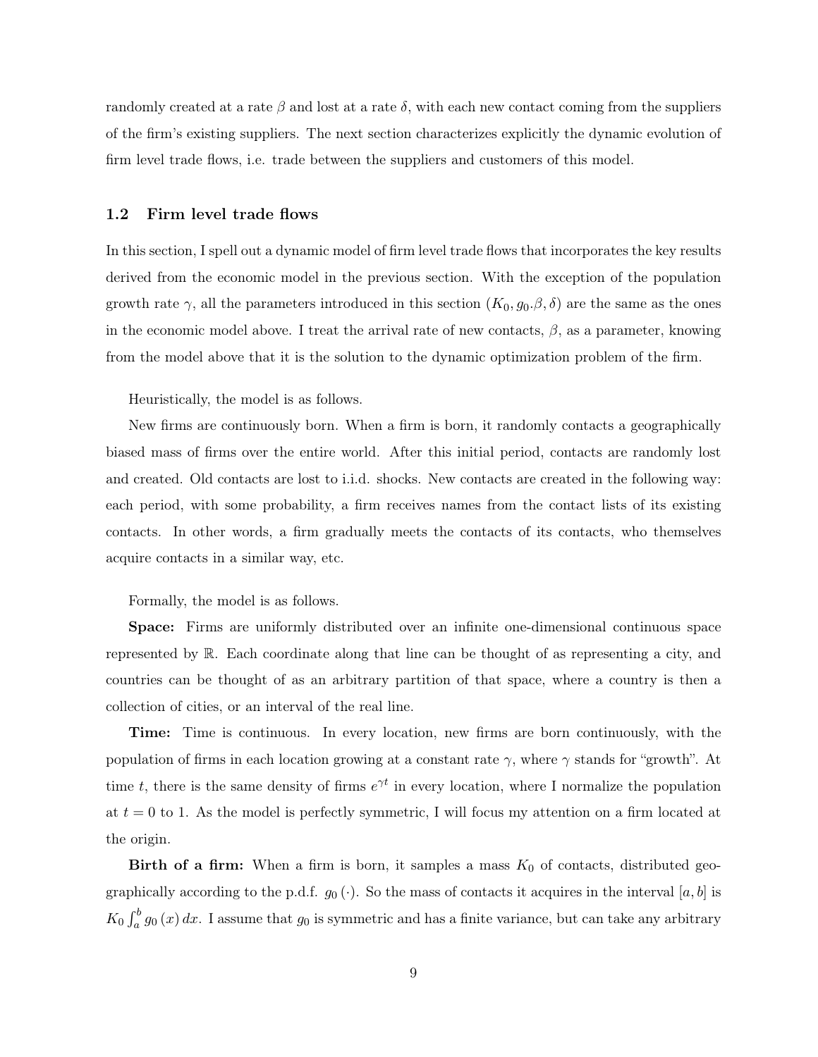randomly created at a rate $\beta$ and lost at a rate $\delta$, with each new contact coming from the suppliers of the firm's existing suppliers. The next section characterizes explicitly the dynamic evolution of firm level trade flows, i.e. trade between the suppliers and customers of this model.

### 1.2 Firm level trade flows

In this section, I spell out a dynamic model of firm level trade flows that incorporates the key results derived from the economic model in the previous section. With the exception of the population growth rate $\gamma$, all the parameters introduced in this section $(K_0, g_0.\beta, \delta)$ are the same as the ones in the economic model above. I treat the arrival rate of new contacts, $\beta$, as a parameter, knowing from the model above that it is the solution to the dynamic optimization problem of the firm.

Heuristically, the model is as follows.

New firms are continuously born. When a firm is born, it randomly contacts a geographically biased mass of firms over the entire world. After this initial period, contacts are randomly lost and created. Old contacts are lost to i.i.d. shocks. New contacts are created in the following way: each period, with some probability, a firm receives names from the contact lists of its existing contacts. In other words, a firm gradually meets the contacts of its contacts, who themselves acquire contacts in a similar way, etc.

Formally, the model is as follows.

**Space:** Firms are uniformly distributed over an infinite one-dimensional continuous space represented by $\mathbb{R}$. Each coordinate along that line can be thought of as representing a city, and countries can be thought of as an arbitrary partition of that space, where a country is then a collection of cities, or an interval of the real line.

**Time:** Time is continuous. In every location, new firms are born continuously, with the population of firms in each location growing at a constant rate $\gamma$, where $\gamma$ stands for "growth". At time $t$, there is the same density of firms $e^{\gamma t}$ in every location, where I normalize the population at $t = 0$ to 1. As the model is perfectly symmetric, I will focus my attention on a firm located at the origin.

**Birth of a firm:** When a firm is born, it samples a mass $K_0$ of contacts, distributed geographically according to the p.d.f. $g_0(\cdot)$. So the mass of contacts it acquires in the interval $[a, b]$ is $K_0 \int_a^b g_0(x)\,dx$. I assume that $g_0$ is symmetric and has a finite variance, but can take any arbitrary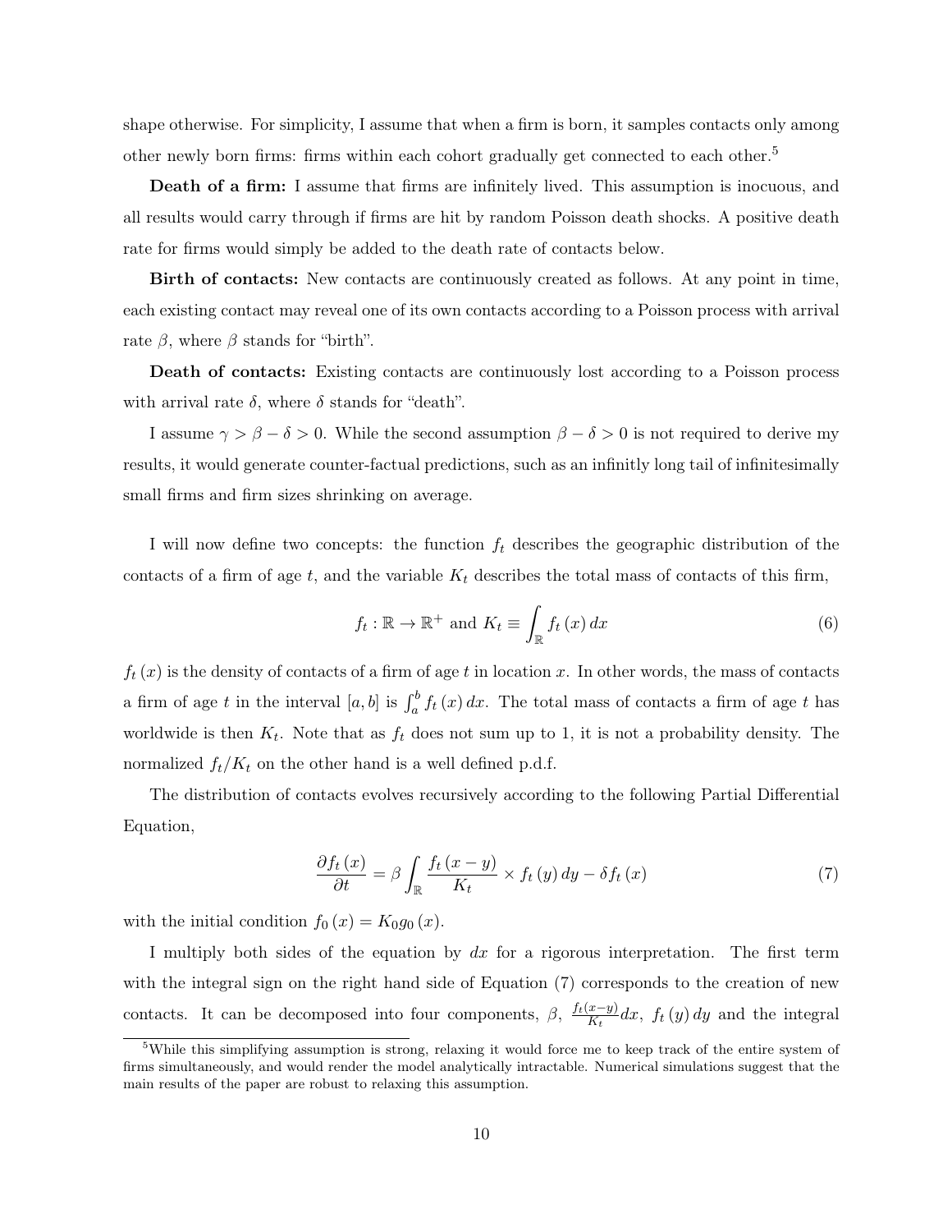shape otherwise. For simplicity, I assume that when a firm is born, it samples contacts only among other newly born firms: firms within each cohort gradually get connected to each other.[5]

**Death of a firm:** I assume that firms are infinitely lived. This assumption is inocuous, and all results would carry through if firms are hit by random Poisson death shocks. A positive death rate for firms would simply be added to the death rate of contacts below.

**Birth of contacts:** New contacts are continuously created as follows. At any point in time, each existing contact may reveal one of its own contacts according to a Poisson process with arrival rate $\beta$, where $\beta$ stands for "birth".

**Death of contacts:** Existing contacts are continuously lost according to a Poisson process with arrival rate $\delta$, where $\delta$ stands for "death".

I assume $\gamma > \beta - \delta > 0$. While the second assumption $\beta - \delta > 0$ is not required to derive my results, it would generate counter-factual predictions, such as an infinitly long tail of infinitesimally small firms and firm sizes shrinking on average.

I will now define two concepts: the function $f_t$ describes the geographic distribution of the contacts of a firm of age $t$, and the variable $K_t$ describes the total mass of contacts of this firm,

$$f_t : \mathbb{R} \to \mathbb{R}^+ \text{ and } K_t \equiv \int_{\mathbb{R}} f_t(x)\, dx \tag{6}$$

$f_t(x)$ is the density of contacts of a firm of age $t$ in location $x$. In other words, the mass of contacts a firm of age $t$ in the interval $[a, b]$ is $\int_a^b f_t(x)\, dx$. The total mass of contacts a firm of age $t$ has worldwide is then $K_t$. Note that as $f_t$ does not sum up to 1, it is not a probability density. The normalized $f_t/K_t$ on the other hand is a well defined p.d.f.

The distribution of contacts evolves recursively according to the following Partial Differential Equation,

$$\frac{\partial f_t(x)}{\partial t} = \beta \int_{\mathbb{R}} \frac{f_t(x-y)}{K_t} \times f_t(y)\, dy - \delta f_t(x) \tag{7}$$

with the initial condition $f_0(x) = K_0 g_0(x)$.

I multiply both sides of the equation by $dx$ for a rigorous interpretation. The first term with the integral sign on the right hand side of Equation (7) corresponds to the creation of new contacts. It can be decomposed into four components, $\beta$, $\frac{f_t(x-y)}{K_t}dx$, $f_t(y)\, dy$ and the integral

[5] While this simplifying assumption is strong, relaxing it would force me to keep track of the entire system of firms simultaneously, and would render the model analytically intractable. Numerical simulations suggest that the main results of the paper are robust to relaxing this assumption.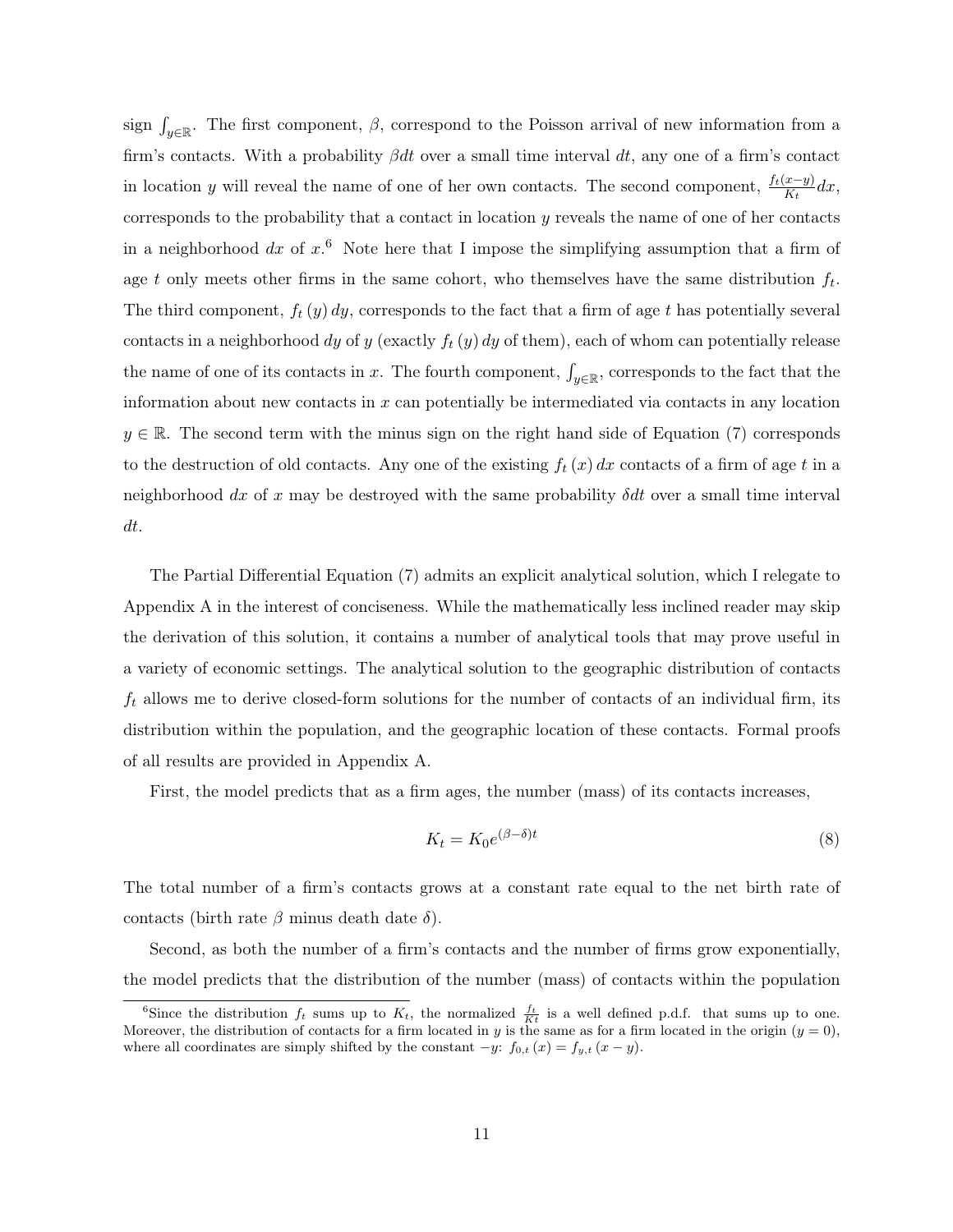sign $\int_{y\in\mathbb{R}}$. The first component, $\beta$, correspond to the Poisson arrival of new information from a firm's contacts. With a probability $\beta dt$ over a small time interval $dt$, any one of a firm's contact in location $y$ will reveal the name of one of her own contacts. The second component, $\frac{f_t(x-y)}{K_t}dx$, corresponds to the probability that a contact in location $y$ reveals the name of one of her contacts in a neighborhood $dx$ of $x$.[6] Note here that I impose the simplifying assumption that a firm of age $t$ only meets other firms in the same cohort, who themselves have the same distribution $f_t$. The third component, $f_t(y)\,dy$, corresponds to the fact that a firm of age $t$ has potentially several contacts in a neighborhood $dy$ of $y$ (exactly $f_t(y)\,dy$ of them), each of whom can potentially release the name of one of its contacts in $x$. The fourth component, $\int_{y\in\mathbb{R}}$, corresponds to the fact that the information about new contacts in $x$ can potentially be intermediated via contacts in any location $y \in \mathbb{R}$. The second term with the minus sign on the right hand side of Equation (7) corresponds to the destruction of old contacts. Any one of the existing $f_t(x)\,dx$ contacts of a firm of age $t$ in a neighborhood $dx$ of $x$ may be destroyed with the same probability $\delta dt$ over a small time interval $dt$.

The Partial Differential Equation (7) admits an explicit analytical solution, which I relegate to Appendix A in the interest of conciseness. While the mathematically less inclined reader may skip the derivation of this solution, it contains a number of analytical tools that may prove useful in a variety of economic settings. The analytical solution to the geographic distribution of contacts $f_t$ allows me to derive closed-form solutions for the number of contacts of an individual firm, its distribution within the population, and the geographic location of these contacts. Formal proofs of all results are provided in Appendix A.

First, the model predicts that as a firm ages, the number (mass) of its contacts increases,

$$K_t = K_0 e^{(\beta-\delta)t} \tag{8}$$

The total number of a firm's contacts grows at a constant rate equal to the net birth rate of contacts (birth rate $\beta$ minus death date $\delta$).

Second, as both the number of a firm's contacts and the number of firms grow exponentially, the model predicts that the distribution of the number (mass) of contacts within the population

[6] Since the distribution $f_t$ sums up to $K_t$, the normalized $\frac{f_t}{Kt}$ is a well defined p.d.f. that sums up to one. Moreover, the distribution of contacts for a firm located in $y$ is the same as for a firm located in the origin ($y = 0$), where all coordinates are simply shifted by the constant $-y$: $f_{0,t}(x) = f_{y,t}(x - y)$.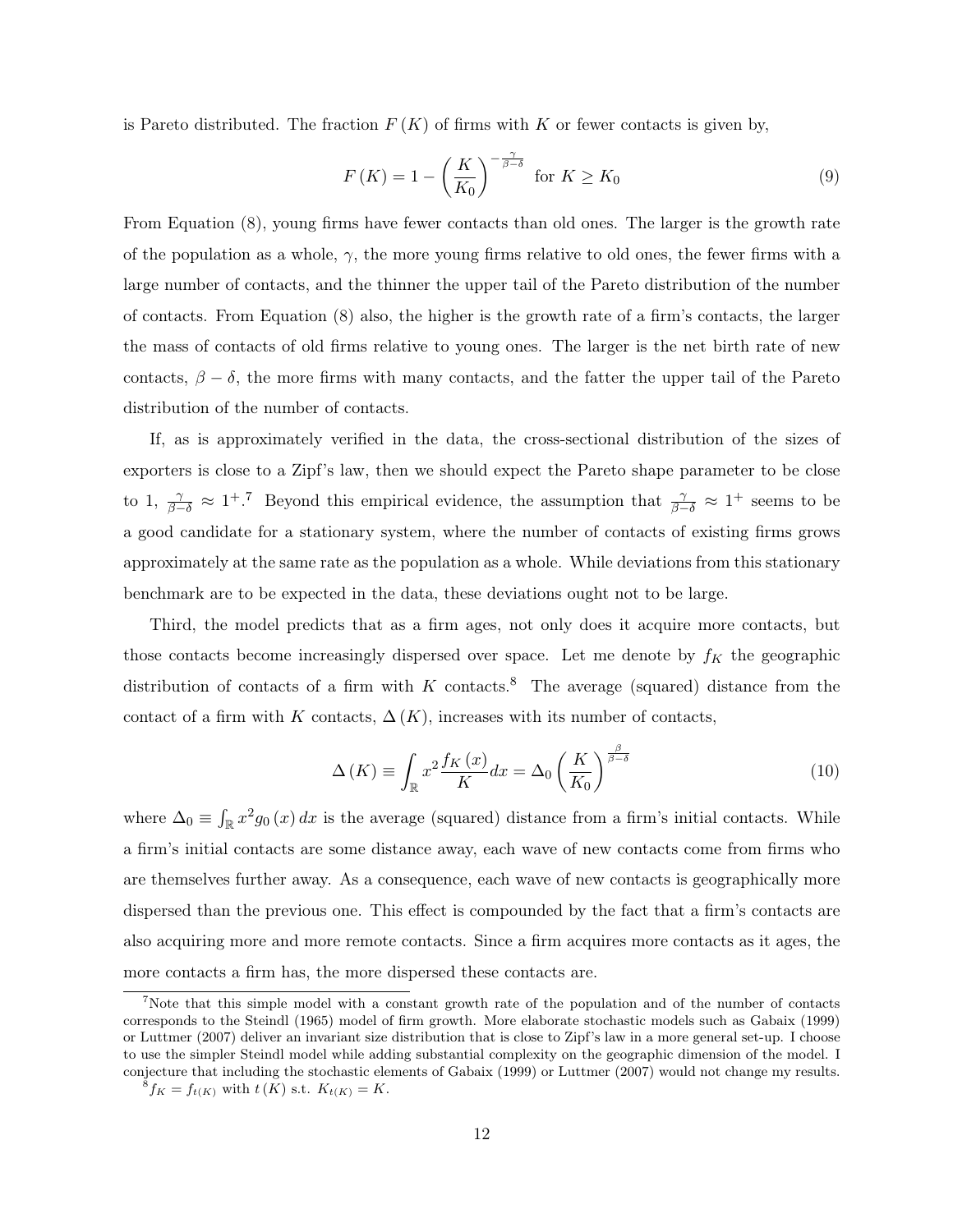is Pareto distributed. The fraction $F(K)$ of firms with $K$ or fewer contacts is given by,

$$F(K) = 1 - \left(\frac{K}{K_0}\right)^{-\frac{\gamma}{\beta-\delta}} \text{ for } K \geq K_0 \tag{9}$$

From Equation (8), young firms have fewer contacts than old ones. The larger is the growth rate of the population as a whole, $\gamma$, the more young firms relative to old ones, the fewer firms with a large number of contacts, and the thinner the upper tail of the Pareto distribution of the number of contacts. From Equation (8) also, the higher is the growth rate of a firm's contacts, the larger the mass of contacts of old firms relative to young ones. The larger is the net birth rate of new contacts, $\beta - \delta$, the more firms with many contacts, and the fatter the upper tail of the Pareto distribution of the number of contacts.

If, as is approximately verified in the data, the cross-sectional distribution of the sizes of exporters is close to a Zipf's law, then we should expect the Pareto shape parameter to be close to 1, $\frac{\gamma}{\beta-\delta} \approx 1^+$.[7] Beyond this empirical evidence, the assumption that $\frac{\gamma}{\beta-\delta} \approx 1^+$ seems to be a good candidate for a stationary system, where the number of contacts of existing firms grows approximately at the same rate as the population as a whole. While deviations from this stationary benchmark are to be expected in the data, these deviations ought not to be large.

Third, the model predicts that as a firm ages, not only does it acquire more contacts, but those contacts become increasingly dispersed over space. Let me denote by $f_K$ the geographic distribution of contacts of a firm with $K$ contacts.[8] The average (squared) distance from the contact of a firm with $K$ contacts, $\Delta(K)$, increases with its number of contacts,

$$\Delta(K) \equiv \int_{\mathbb{R}} x^2 \frac{f_K(x)}{K} dx = \Delta_0 \left(\frac{K}{K_0}\right)^{\frac{\beta}{\beta-\delta}} \tag{10}$$

where $\Delta_0 \equiv \int_{\mathbb{R}} x^2 g_0(x)\, dx$ is the average (squared) distance from a firm's initial contacts. While a firm's initial contacts are some distance away, each wave of new contacts come from firms who are themselves further away. As a consequence, each wave of new contacts is geographically more dispersed than the previous one. This effect is compounded by the fact that a firm's contacts are also acquiring more and more remote contacts. Since a firm acquires more contacts as it ages, the more contacts a firm has, the more dispersed these contacts are.

[7] Note that this simple model with a constant growth rate of the population and of the number of contacts corresponds to the Steindl (1965) model of firm growth. More elaborate stochastic models such as Gabaix (1999) or Luttmer (2007) deliver an invariant size distribution that is close to Zipf's law in a more general set-up. I choose to use the simpler Steindl model while adding substantial complexity on the geographic dimension of the model. I conjecture that including the stochastic elements of Gabaix (1999) or Luttmer (2007) would not change my results.

[8] $f_K = f_{t(K)}$ with $t(K)$ s.t. $K_{t(K)} = K$.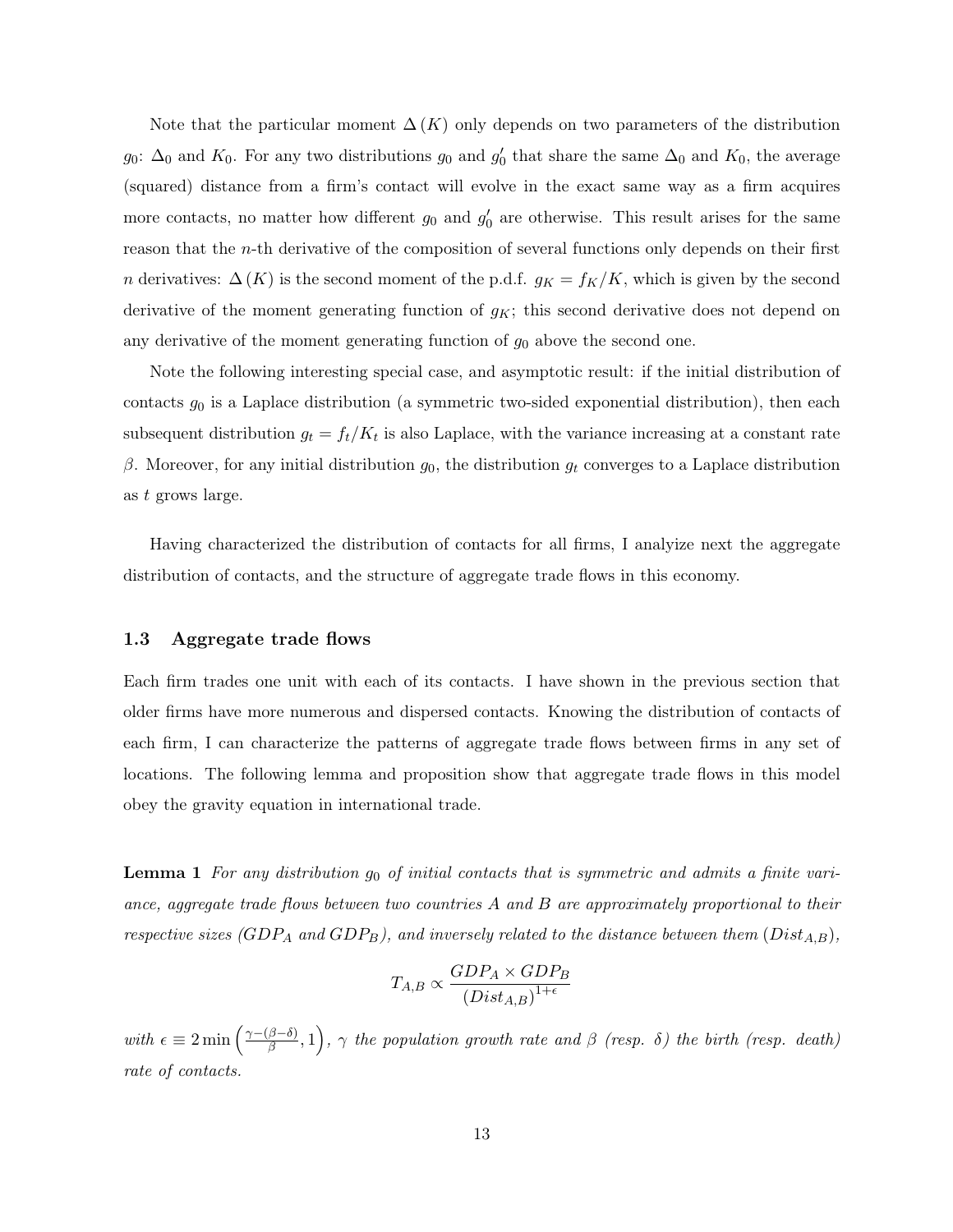Note that the particular moment $\Delta(K)$ only depends on two parameters of the distribution $g_0$: $\Delta_0$ and $K_0$. For any two distributions $g_0$ and $g_0'$ that share the same $\Delta_0$ and $K_0$, the average (squared) distance from a firm's contact will evolve in the exact same way as a firm acquires more contacts, no matter how different $g_0$ and $g_0'$ are otherwise. This result arises for the same reason that the $n$-th derivative of the composition of several functions only depends on their first $n$ derivatives: $\Delta(K)$ is the second moment of the p.d.f. $g_K = f_K/K$, which is given by the second derivative of the moment generating function of $g_K$; this second derivative does not depend on any derivative of the moment generating function of $g_0$ above the second one.

Note the following interesting special case, and asymptotic result: if the initial distribution of contacts $g_0$ is a Laplace distribution (a symmetric two-sided exponential distribution), then each subsequent distribution $g_t = f_t/K_t$ is also Laplace, with the variance increasing at a constant rate $\beta$. Moreover, for any initial distribution $g_0$, the distribution $g_t$ converges to a Laplace distribution as $t$ grows large.

Having characterized the distribution of contacts for all firms, I analyize next the aggregate distribution of contacts, and the structure of aggregate trade flows in this economy.

### 1.3 Aggregate trade flows

Each firm trades one unit with each of its contacts. I have shown in the previous section that older firms have more numerous and dispersed contacts. Knowing the distribution of contacts of each firm, I can characterize the patterns of aggregate trade flows between firms in any set of locations. The following lemma and proposition show that aggregate trade flows in this model obey the gravity equation in international trade.

**Lemma 1** *For any distribution $g_0$ of initial contacts that is symmetric and admits a finite variance, aggregate trade flows between two countries $A$ and $B$ are approximately proportional to their respective sizes ($GDP_A$ and $GDP_B$), and inversely related to the distance between them ($Dist_{A,B}$),*

$$T_{A,B} \propto \frac{GDP_A \times GDP_B}{(Dist_{A,B})^{1+\epsilon}}$$

*with $\epsilon \equiv 2\min\left(\frac{\gamma-(\beta-\delta)}{\beta}, 1\right)$, $\gamma$ the population growth rate and $\beta$ (resp. $\delta$) the birth (resp. death) rate of contacts.*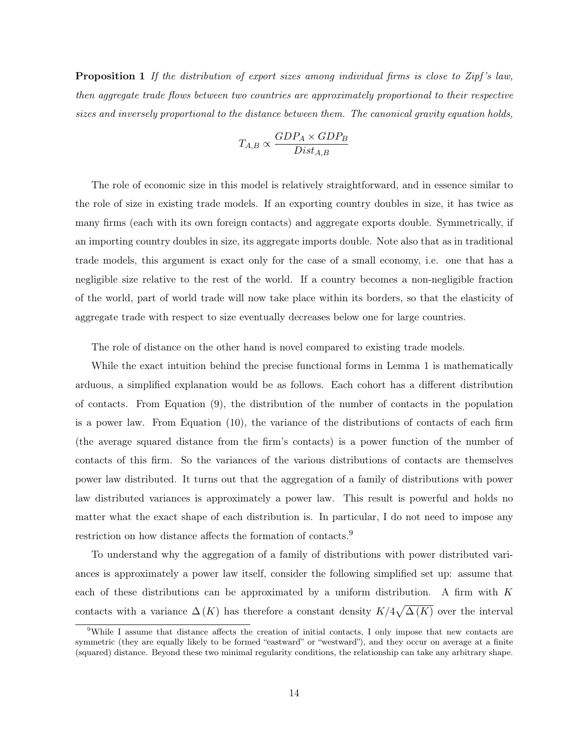**Proposition 1** *If the distribution of export sizes among individual firms is close to Zipf's law, then aggregate trade flows between two countries are approximately proportional to their respective sizes and inversely proportional to the distance between them. The canonical gravity equation holds,*

$$T_{A,B} \propto \frac{GDP_A \times GDP_B}{Dist_{A,B}}$$

The role of economic size in this model is relatively straightforward, and in essence similar to the role of size in existing trade models. If an exporting country doubles in size, it has twice as many firms (each with its own foreign contacts) and aggregate exports double. Symmetrically, if an importing country doubles in size, its aggregate imports double. Note also that as in traditional trade models, this argument is exact only for the case of a small economy, i.e. one that has a negligible size relative to the rest of the world. If a country becomes a non-negligible fraction of the world, part of world trade will now take place within its borders, so that the elasticity of aggregate trade with respect to size eventually decreases below one for large countries.

The role of distance on the other hand is novel compared to existing trade models.

While the exact intuition behind the precise functional forms in Lemma 1 is mathematically arduous, a simplified explanation would be as follows. Each cohort has a different distribution of contacts. From Equation (9), the distribution of the number of contacts in the population is a power law. From Equation (10), the variance of the distributions of contacts of each firm (the average squared distance from the firm's contacts) is a power function of the number of contacts of this firm. So the variances of the various distributions of contacts are themselves power law distributed. It turns out that the aggregation of a family of distributions with power law distributed variances is approximately a power law. This result is powerful and holds no matter what the exact shape of each distribution is. In particular, I do not need to impose any restriction on how distance affects the formation of contacts.[9]

To understand why the aggregation of a family of distributions with power distributed variances is approximately a power law itself, consider the following simplified set up: assume that each of these distributions can be approximated by a uniform distribution. A firm with $K$ contacts with a variance $\Delta(K)$ has therefore a constant density $K/4\sqrt{\Delta(K)}$ over the interval

[9] While I assume that distance affects the creation of initial contacts, I only impose that new contacts are symmetric (they are equally likely to be formed "eastward" or "westward"), and they occur on average at a finite (squared) distance. Beyond these two minimal regularity conditions, the relationship can take any arbitrary shape.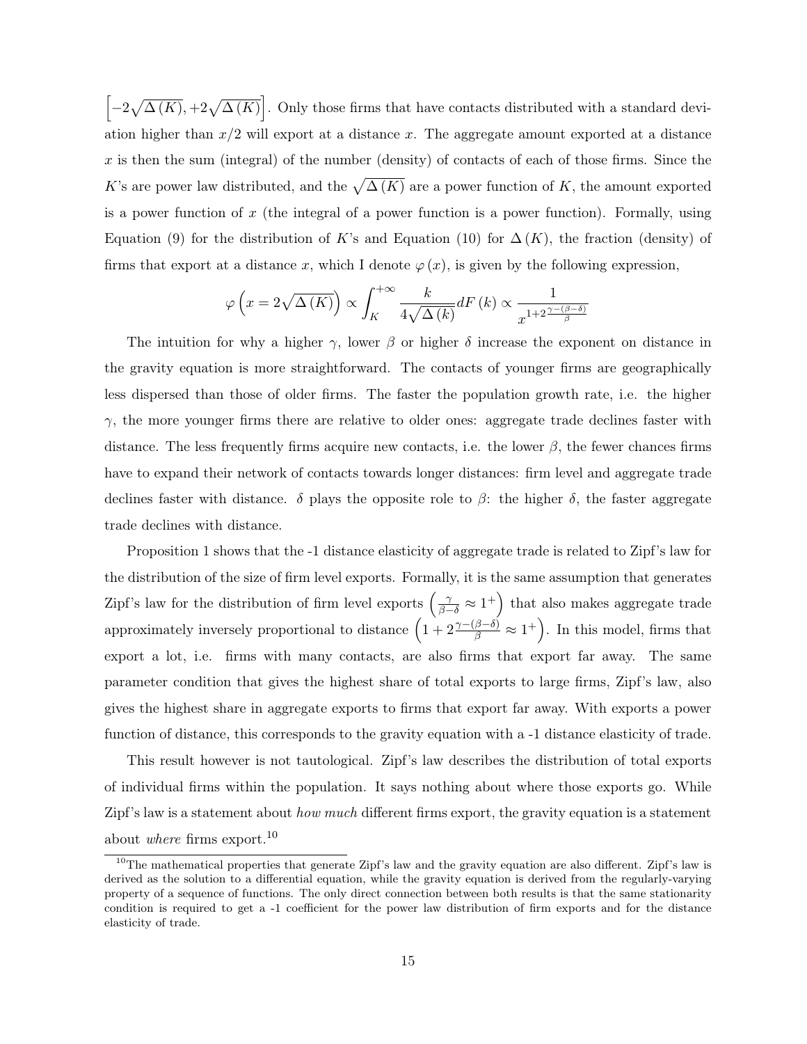$\left[-2\sqrt{\Delta(K)}, +2\sqrt{\Delta(K)}\right]$. Only those firms that have contacts distributed with a standard deviation higher than $x/2$ will export at a distance $x$. The aggregate amount exported at a distance $x$ is then the sum (integral) of the number (density) of contacts of each of those firms. Since the $K$'s are power law distributed, and the $\sqrt{\Delta(K)}$ are a power function of $K$, the amount exported is a power function of $x$ (the integral of a power function is a power function). Formally, using Equation (9) for the distribution of $K$'s and Equation (10) for $\Delta(K)$, the fraction (density) of firms that export at a distance $x$, which I denote $\varphi(x)$, is given by the following expression,

$$\varphi\left(x = 2\sqrt{\Delta(K)}\right) \propto \int_{K}^{+\infty} \frac{k}{4\sqrt{\Delta(k)}} dF(k) \propto \frac{1}{x^{1+2\frac{\gamma-(\beta-\delta)}{\beta}}}$$

The intuition for why a higher $\gamma$, lower $\beta$ or higher $\delta$ increase the exponent on distance in the gravity equation is more straightforward. The contacts of younger firms are geographically less dispersed than those of older firms. The faster the population growth rate, i.e. the higher $\gamma$, the more younger firms there are relative to older ones: aggregate trade declines faster with distance. The less frequently firms acquire new contacts, i.e. the lower $\beta$, the fewer chances firms have to expand their network of contacts towards longer distances: firm level and aggregate trade declines faster with distance. $\delta$ plays the opposite role to $\beta$: the higher $\delta$, the faster aggregate trade declines with distance.

Proposition 1 shows that the -1 distance elasticity of aggregate trade is related to Zipf's law for the distribution of the size of firm level exports. Formally, it is the same assumption that generates Zipf's law for the distribution of firm level exports $\left(\frac{\gamma}{\beta-\delta} \approx 1^{+}\right)$ that also makes aggregate trade approximately inversely proportional to distance $\left(1 + 2\frac{\gamma-(\beta-\delta)}{\beta} \approx 1^{+}\right)$. In this model, firms that export a lot, i.e. firms with many contacts, are also firms that export far away. The same parameter condition that gives the highest share of total exports to large firms, Zipf's law, also gives the highest share in aggregate exports to firms that export far away. With exports a power function of distance, this corresponds to the gravity equation with a -1 distance elasticity of trade.

This result however is not tautological. Zipf's law describes the distribution of total exports of individual firms within the population. It says nothing about where those exports go. While Zipf's law is a statement about *how much* different firms export, the gravity equation is a statement about *where* firms export.[10]

[10] The mathematical properties that generate Zipf's law and the gravity equation are also different. Zipf's law is derived as the solution to a differential equation, while the gravity equation is derived from the regularly-varying property of a sequence of functions. The only direct connection between both results is that the same stationarity condition is required to get a -1 coefficient for the power law distribution of firm exports and for the distance elasticity of trade.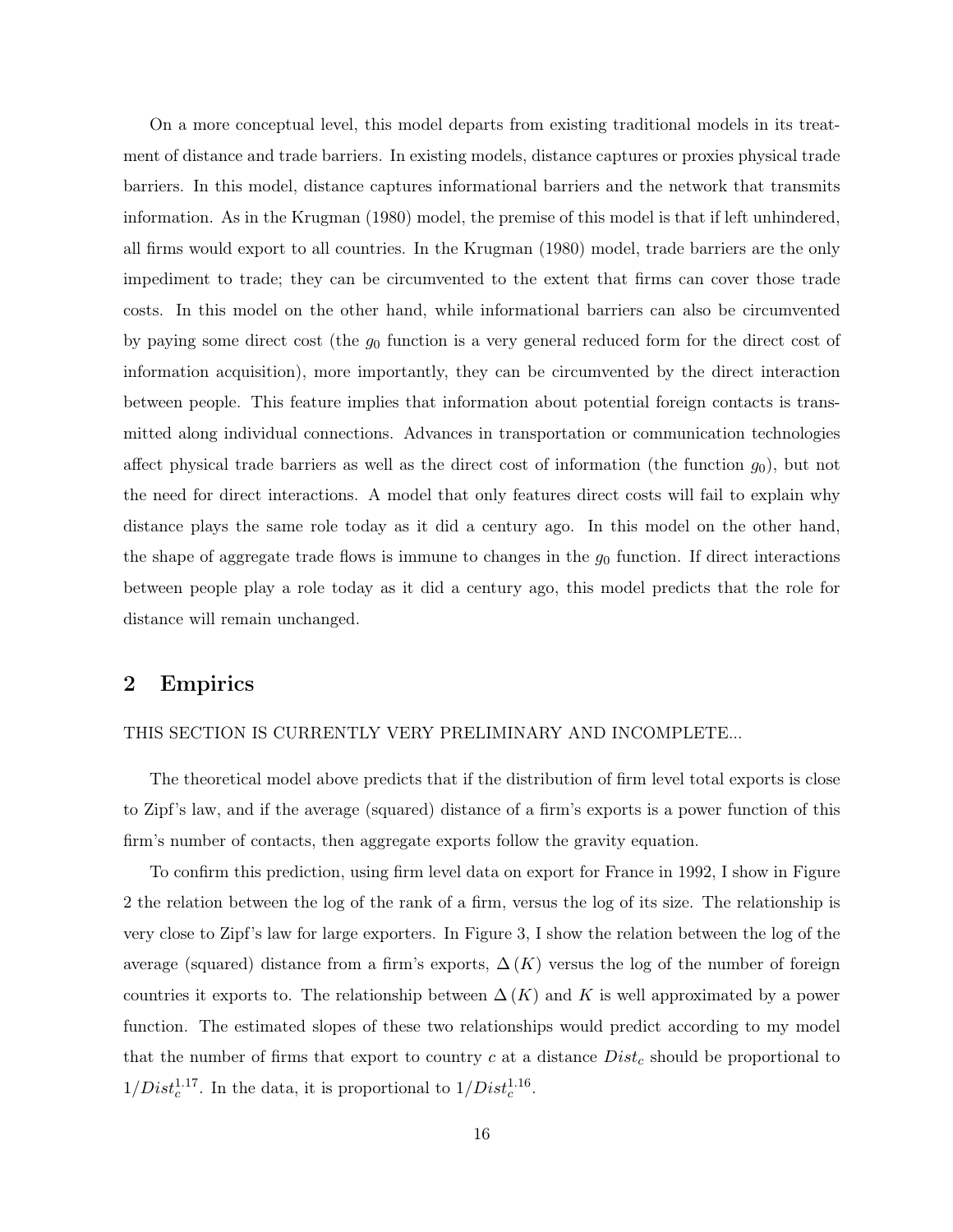On a more conceptual level, this model departs from existing traditional models in its treatment of distance and trade barriers. In existing models, distance captures or proxies physical trade barriers. In this model, distance captures informational barriers and the network that transmits information. As in the Krugman (1980) model, the premise of this model is that if left unhindered, all firms would export to all countries. In the Krugman (1980) model, trade barriers are the only impediment to trade; they can be circumvented to the extent that firms can cover those trade costs. In this model on the other hand, while informational barriers can also be circumvented by paying some direct cost (the $g_0$ function is a very general reduced form for the direct cost of information acquisition), more importantly, they can be circumvented by the direct interaction between people. This feature implies that information about potential foreign contacts is transmitted along individual connections. Advances in transportation or communication technologies affect physical trade barriers as well as the direct cost of information (the function $g_0$), but not the need for direct interactions. A model that only features direct costs will fail to explain why distance plays the same role today as it did a century ago. In this model on the other hand, the shape of aggregate trade flows is immune to changes in the $g_0$ function. If direct interactions between people play a role today as it did a century ago, this model predicts that the role for distance will remain unchanged.

## 2 Empirics

THIS SECTION IS CURRENTLY VERY PRELIMINARY AND INCOMPLETE...

The theoretical model above predicts that if the distribution of firm level total exports is close to Zipf's law, and if the average (squared) distance of a firm's exports is a power function of this firm's number of contacts, then aggregate exports follow the gravity equation.

To confirm this prediction, using firm level data on export for France in 1992, I show in Figure 2 the relation between the log of the rank of a firm, versus the log of its size. The relationship is very close to Zipf's law for large exporters. In Figure 3, I show the relation between the log of the average (squared) distance from a firm's exports, $\Delta(K)$ versus the log of the number of foreign countries it exports to. The relationship between $\Delta(K)$ and $K$ is well approximated by a power function. The estimated slopes of these two relationships would predict according to my model that the number of firms that export to country $c$ at a distance $Dist_c$ should be proportional to $1/Dist_c^{1.17}$. In the data, it is proportional to $1/Dist_c^{1.16}$.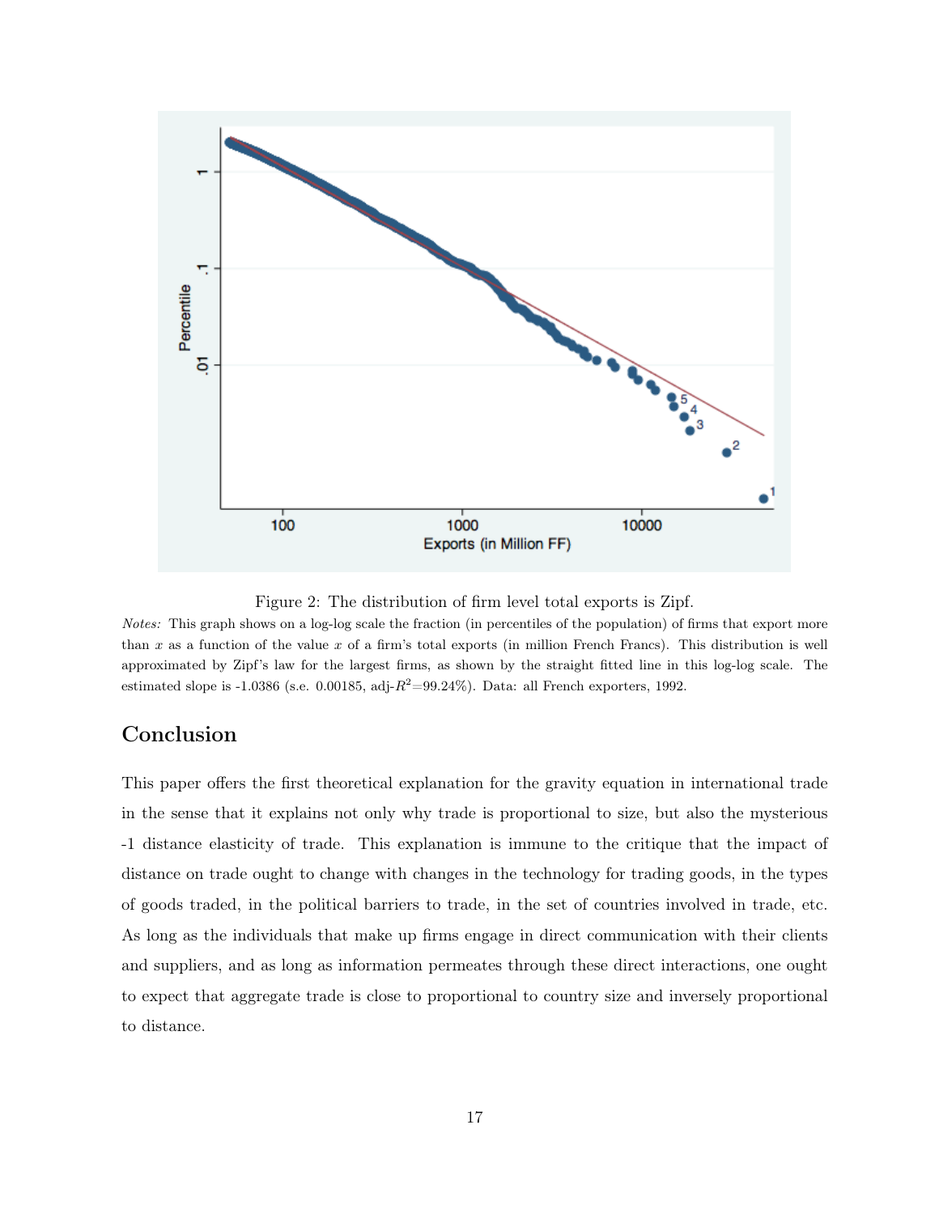Figure 2: The distribution of firm level total exports is Zipf.

*Notes:* This graph shows on a log-log scale the fraction (in percentiles of the population) of firms that export more than $x$ as a function of the value $x$ of a firm's total exports (in million French Francs). This distribution is well approximated by Zipf's law for the largest firms, as shown by the straight fitted line in this log-log scale. The estimated slope is -1.0386 (s.e. 0.00185, adj-$R^2$=99.24%). Data: all French exporters, 1992.

## Conclusion

This paper offers the first theoretical explanation for the gravity equation in international trade in the sense that it explains not only why trade is proportional to size, but also the mysterious -1 distance elasticity of trade. This explanation is immune to the critique that the impact of distance on trade ought to change with changes in the technology for trading goods, in the types of goods traded, in the political barriers to trade, in the set of countries involved in trade, etc. As long as the individuals that make up firms engage in direct communication with their clients and suppliers, and as long as information permeates through these direct interactions, one ought to expect that aggregate trade is close to proportional to country size and inversely proportional to distance.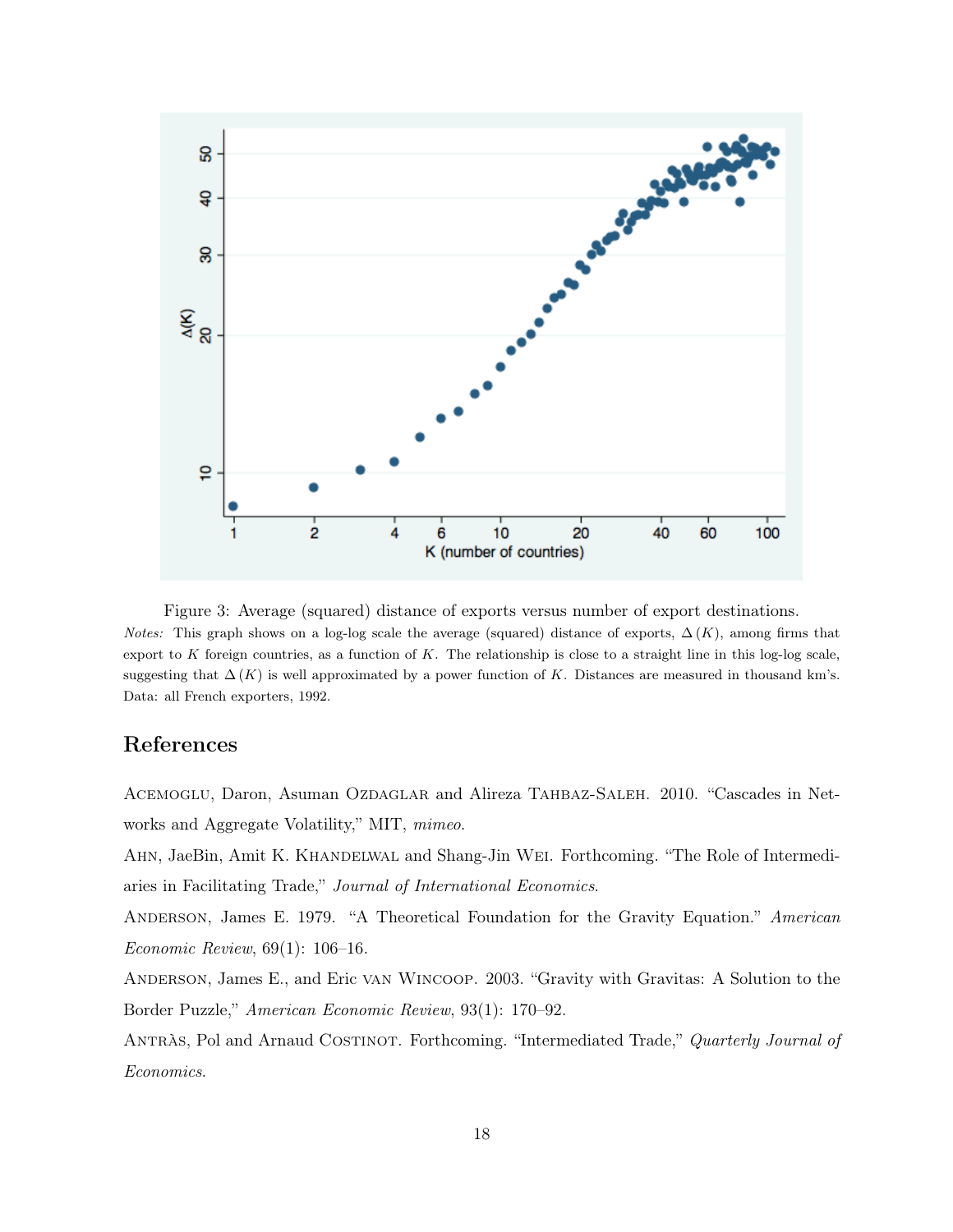Figure 3: Average (squared) distance of exports versus number of export destinations.

*Notes:* This graph shows on a log-log scale the average (squared) distance of exports, $\Delta(K)$, among firms that export to $K$ foreign countries, as a function of $K$. The relationship is close to a straight line in this log-log scale, suggesting that $\Delta(K)$ is well approximated by a power function of $K$. Distances are measured in thousand km's. Data: all French exporters, 1992.

## References

Acemoglu, Daron, Asuman Ozdaglar and Alireza Tahbaz-Saleh. 2010. "Cascades in Networks and Aggregate Volatility," MIT, *mimeo*.

Ahn, JaeBin, Amit K. Khandelwal and Shang-Jin Wei. Forthcoming. "The Role of Intermediaries in Facilitating Trade," *Journal of International Economics*.

Anderson, James E. 1979. "A Theoretical Foundation for the Gravity Equation." *American Economic Review*, 69(1): 106–16.

Anderson, James E., and Eric van Wincoop. 2003. "Gravity with Gravitas: A Solution to the Border Puzzle," *American Economic Review*, 93(1): 170–92.

Antràs, Pol and Arnaud Costinot. Forthcoming. "Intermediated Trade," *Quarterly Journal of Economics*.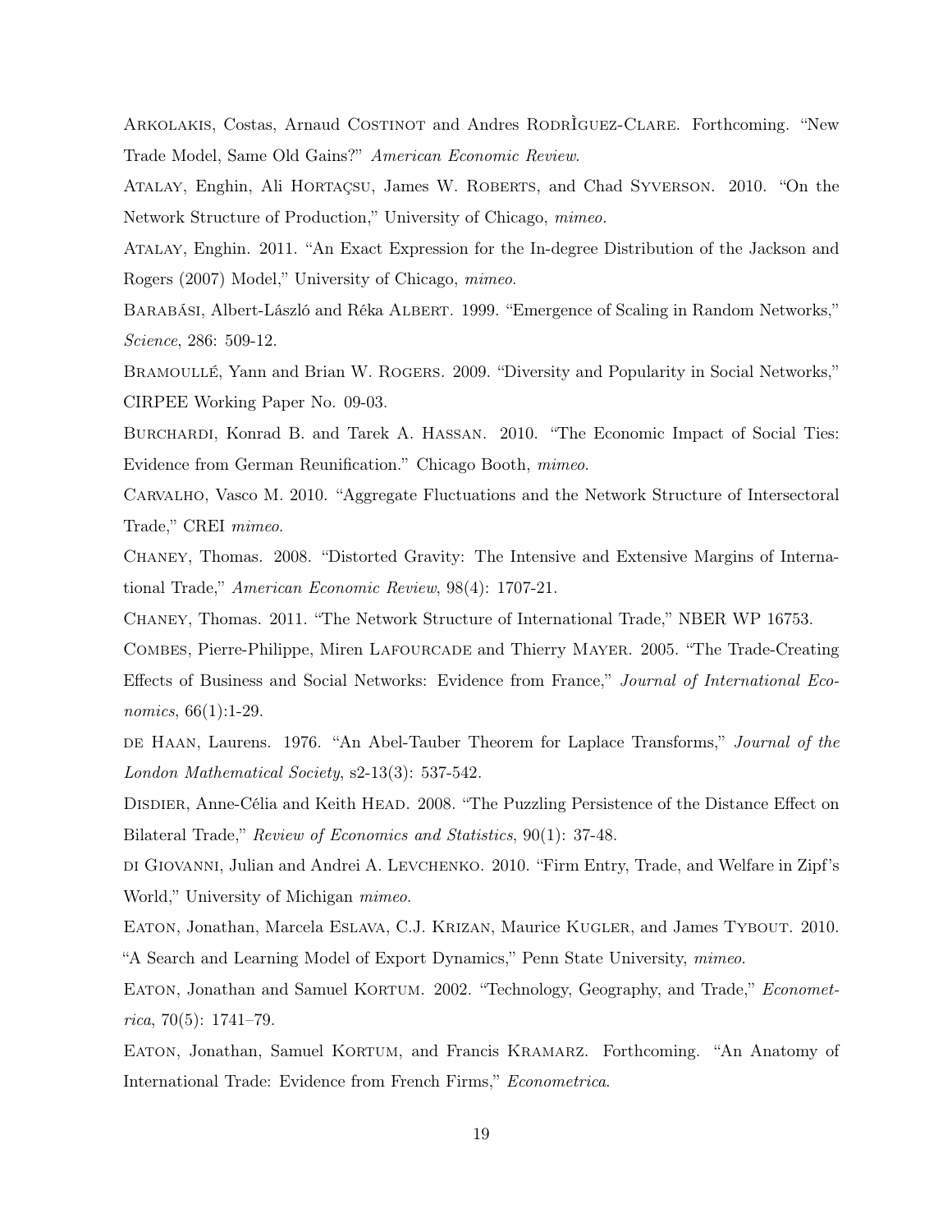Arkolakis, Costas, Arnaud Costinot and Andres RodrÌguez-Clare. Forthcoming. "New Trade Model, Same Old Gains?" *American Economic Review*.

Atalay, Enghin, Ali Hortaçsu, James W. Roberts, and Chad Syverson. 2010. "On the Network Structure of Production," University of Chicago, *mimeo*.

Atalay, Enghin. 2011. "An Exact Expression for the In-degree Distribution of the Jackson and Rogers (2007) Model," University of Chicago, *mimeo*.

Barabási, Albert-László and Réka Albert. 1999. "Emergence of Scaling in Random Networks," *Science*, 286: 509-12.

Bramoullé, Yann and Brian W. Rogers. 2009. "Diversity and Popularity in Social Networks," CIRPEE Working Paper No. 09-03.

Burchardi, Konrad B. and Tarek A. Hassan. 2010. "The Economic Impact of Social Ties: Evidence from German Reunification." Chicago Booth, *mimeo*.

Carvalho, Vasco M. 2010. "Aggregate Fluctuations and the Network Structure of Intersectoral Trade," CREI *mimeo*.

Chaney, Thomas. 2008. "Distorted Gravity: The Intensive and Extensive Margins of International Trade," *American Economic Review*, 98(4): 1707-21.

Chaney, Thomas. 2011. "The Network Structure of International Trade," NBER WP 16753.

Combes, Pierre-Philippe, Miren Lafourcade and Thierry Mayer. 2005. "The Trade-Creating Effects of Business and Social Networks: Evidence from France," *Journal of International Economics*, 66(1):1-29.

de Haan, Laurens. 1976. "An Abel-Tauber Theorem for Laplace Transforms," *Journal of the London Mathematical Society*, s2-13(3): 537-542.

Disdier, Anne-Célia and Keith Head. 2008. "The Puzzling Persistence of the Distance Effect on Bilateral Trade," *Review of Economics and Statistics*, 90(1): 37-48.

di Giovanni, Julian and Andrei A. Levchenko. 2010. "Firm Entry, Trade, and Welfare in Zipf's World," University of Michigan *mimeo*.

Eaton, Jonathan, Marcela Eslava, C.J. Krizan, Maurice Kugler, and James Tybout. 2010. "A Search and Learning Model of Export Dynamics," Penn State University, *mimeo*.

Eaton, Jonathan and Samuel Kortum. 2002. "Technology, Geography, and Trade," *Econometrica*, 70(5): 1741–79.

Eaton, Jonathan, Samuel Kortum, and Francis Kramarz. Forthcoming. "An Anatomy of International Trade: Evidence from French Firms," *Econometrica*.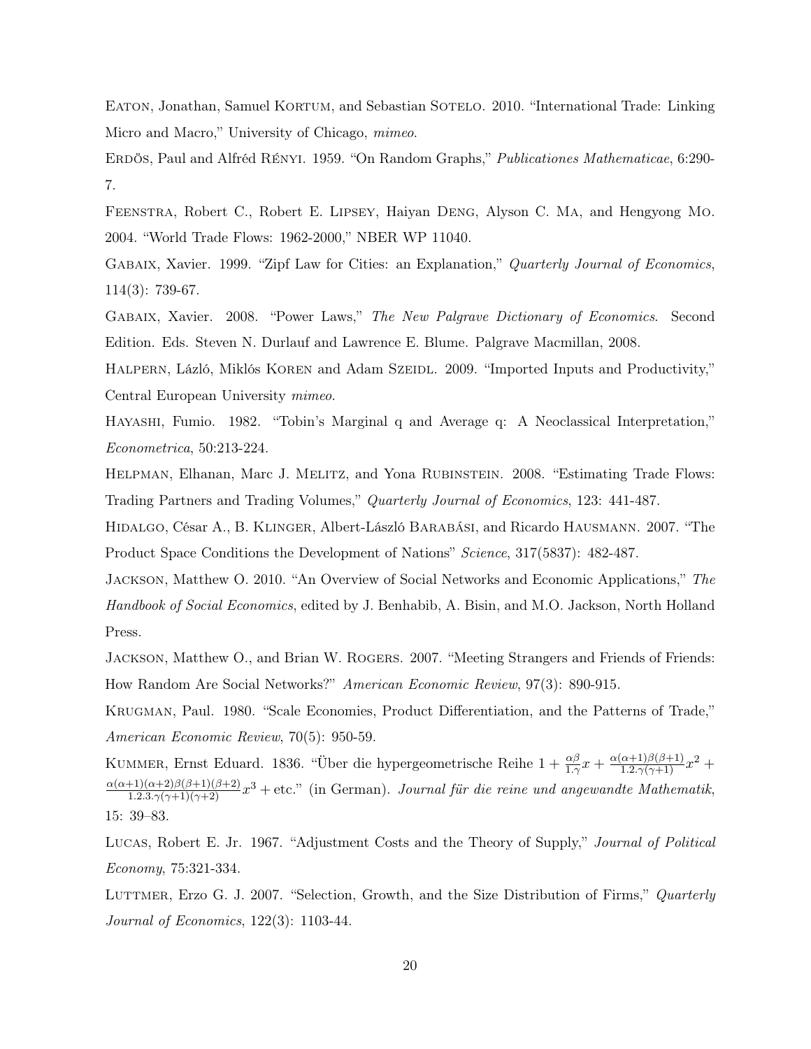Eaton, Jonathan, Samuel Kortum, and Sebastian Sotelo. 2010. "International Trade: Linking Micro and Macro," University of Chicago, *mimeo*.

Erdös, Paul and Alfréd Rényi. 1959. "On Random Graphs," *Publicationes Mathematicae*, 6:290-7.

Feenstra, Robert C., Robert E. Lipsey, Haiyan Deng, Alyson C. Ma, and Hengyong Mo. 2004. "World Trade Flows: 1962-2000," NBER WP 11040.

Gabaix, Xavier. 1999. "Zipf Law for Cities: an Explanation," *Quarterly Journal of Economics*, 114(3): 739-67.

Gabaix, Xavier. 2008. "Power Laws," *The New Palgrave Dictionary of Economics*. Second Edition. Eds. Steven N. Durlauf and Lawrence E. Blume. Palgrave Macmillan, 2008.

Halpern, Lázló, Miklós Koren and Adam Szeidl. 2009. "Imported Inputs and Productivity," Central European University *mimeo*.

Hayashi, Fumio. 1982. "Tobin's Marginal q and Average q: A Neoclassical Interpretation," *Econometrica*, 50:213-224.

Helpman, Elhanan, Marc J. Melitz, and Yona Rubinstein. 2008. "Estimating Trade Flows: Trading Partners and Trading Volumes," *Quarterly Journal of Economics*, 123: 441-487.

Hidalgo, César A., B. Klinger, Albert-László Barabási, and Ricardo Hausmann. 2007. "The Product Space Conditions the Development of Nations" *Science*, 317(5837): 482-487.

Jackson, Matthew O. 2010. "An Overview of Social Networks and Economic Applications," *The Handbook of Social Economics*, edited by J. Benhabib, A. Bisin, and M.O. Jackson, North Holland Press.

Jackson, Matthew O., and Brian W. Rogers. 2007. "Meeting Strangers and Friends of Friends: How Random Are Social Networks?" *American Economic Review*, 97(3): 890-915.

Krugman, Paul. 1980. "Scale Economies, Product Differentiation, and the Patterns of Trade," *American Economic Review*, 70(5): 950-59.

Kummer, Ernst Eduard. 1836. "Über die hypergeometrische Reihe $1 + \frac{\alpha\beta}{1.\gamma}x + \frac{\alpha(\alpha+1)\beta(\beta+1)}{1.2.\gamma(\gamma+1)}x^2 + \frac{\alpha(\alpha+1)(\alpha+2)\beta(\beta+1)(\beta+2)}{1.2.3.\gamma(\gamma+1)(\gamma+2)}x^3 + \text{etc.}$" (in German). *Journal für die reine und angewandte Mathematik*, 15: 39–83.

Lucas, Robert E. Jr. 1967. "Adjustment Costs and the Theory of Supply," *Journal of Political Economy*, 75:321-334.

Luttmer, Erzo G. J. 2007. "Selection, Growth, and the Size Distribution of Firms," *Quarterly Journal of Economics*, 122(3): 1103-44.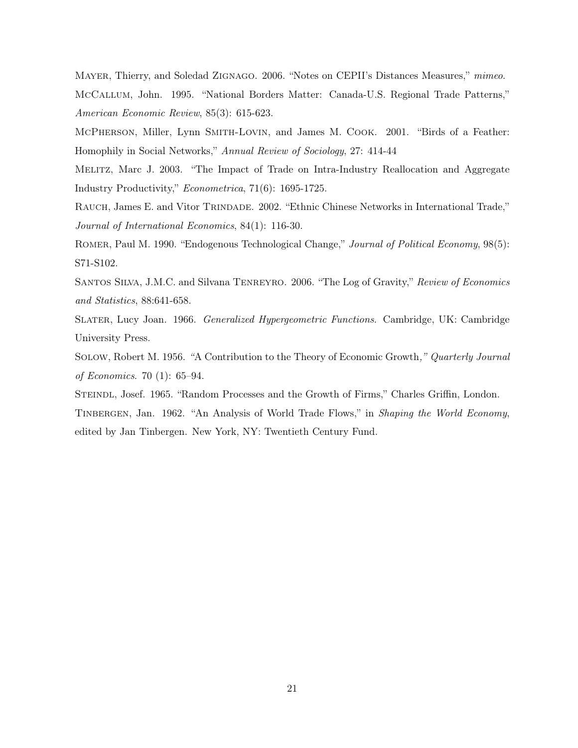Mayer, Thierry, and Soledad Zignago. 2006. "Notes on CEPII's Distances Measures," *mimeo*.

McCallum, John. 1995. "National Borders Matter: Canada-U.S. Regional Trade Patterns," *American Economic Review*, 85(3): 615-623.

McPherson, Miller, Lynn Smith-Lovin, and James M. Cook. 2001. "Birds of a Feather: Homophily in Social Networks," *Annual Review of Sociology*, 27: 414-44

Melitz, Marc J. 2003. "The Impact of Trade on Intra-Industry Reallocation and Aggregate Industry Productivity," *Econometrica*, 71(6): 1695-1725.

Rauch, James E. and Vitor Trindade. 2002. "Ethnic Chinese Networks in International Trade," *Journal of International Economics*, 84(1): 116-30.

Romer, Paul M. 1990. "Endogenous Technological Change," *Journal of Political Economy*, 98(5): S71-S102.

Santos Silva, J.M.C. and Silvana Tenreyro. 2006. "The Log of Gravity," *Review of Economics and Statistics*, 88:641-658.

Slater, Lucy Joan. 1966. *Generalized Hypergeometric Functions*. Cambridge, UK: Cambridge University Press.

Solow, Robert M. 1956. "A Contribution to the Theory of Economic Growth," *Quarterly Journal of Economics*. 70 (1): 65–94.

Steindl, Josef. 1965. "Random Processes and the Growth of Firms," Charles Griffin, London.

Tinbergen, Jan. 1962. "An Analysis of World Trade Flows," in *Shaping the World Economy*, edited by Jan Tinbergen. New York, NY: Twentieth Century Fund.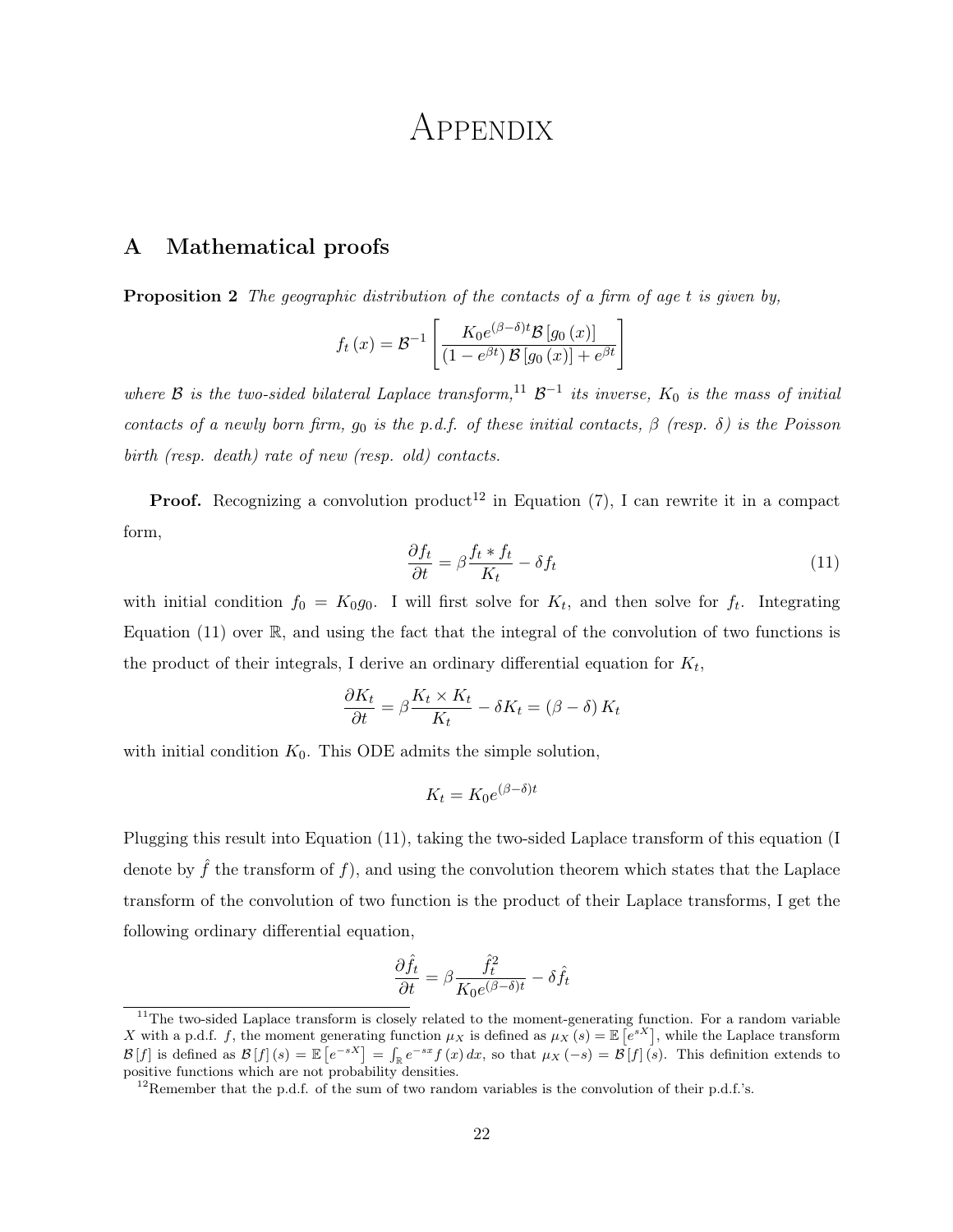# Appendix

## A Mathematical proofs

**Proposition 2** *The geographic distribution of the contacts of a firm of age $t$ is given by,*

$$f_t(x) = \mathcal{B}^{-1}\left[\frac{K_0 e^{(\beta-\delta)t}\mathcal{B}[g_0(x)]}{(1-e^{\beta t})\mathcal{B}[g_0(x)] + e^{\beta t}}\right]$$

*where $\mathcal{B}$ is the two-sided bilateral Laplace transform,*[11] *$\mathcal{B}^{-1}$ its inverse, $K_0$ is the mass of initial contacts of a newly born firm, $g_0$ is the p.d.f. of these initial contacts, $\beta$ (resp. $\delta$) is the Poisson birth (resp. death) rate of new (resp. old) contacts.*

**Proof.** Recognizing a convolution product[12] in Equation (7), I can rewrite it in a compact form,

$$\frac{\partial f_t}{\partial t} = \beta \frac{f_t * f_t}{K_t} - \delta f_t \tag{11}$$

with initial condition $f_0 = K_0 g_0$. I will first solve for $K_t$, and then solve for $f_t$. Integrating Equation (11) over $\mathbb{R}$, and using the fact that the integral of the convolution of two functions is the product of their integrals, I derive an ordinary differential equation for $K_t$,

$$\frac{\partial K_t}{\partial t} = \beta \frac{K_t \times K_t}{K_t} - \delta K_t = (\beta - \delta) K_t$$

with initial condition $K_0$. This ODE admits the simple solution,

$$K_t = K_0 e^{(\beta-\delta)t}$$

Plugging this result into Equation (11), taking the two-sided Laplace transform of this equation (I denote by $\hat{f}$ the transform of $f$), and using the convolution theorem which states that the Laplace transform of the convolution of two function is the product of their Laplace transforms, I get the following ordinary differential equation,

$$\frac{\partial \hat{f}_t}{\partial t} = \beta \frac{\hat{f}_t^2}{K_0 e^{(\beta-\delta)t}} - \delta \hat{f}_t$$

[11] The two-sided Laplace transform is closely related to the moment-generating function. For a random variable $X$ with a p.d.f. $f$, the moment generating function $\mu_X$ is defined as $\mu_X(s) = \mathbb{E}\left[e^{sX}\right]$, while the Laplace transform $\mathcal{B}[f]$ is defined as $\mathcal{B}[f](s) = \mathbb{E}\left[e^{-sX}\right] = \int_{\mathbb{R}} e^{-sx} f(x)\,dx$, so that $\mu_X(-s) = \mathcal{B}[f](s)$. This definition extends to positive functions which are not probability densities.

[12] Remember that the p.d.f. of the sum of two random variables is the convolution of their p.d.f.'s.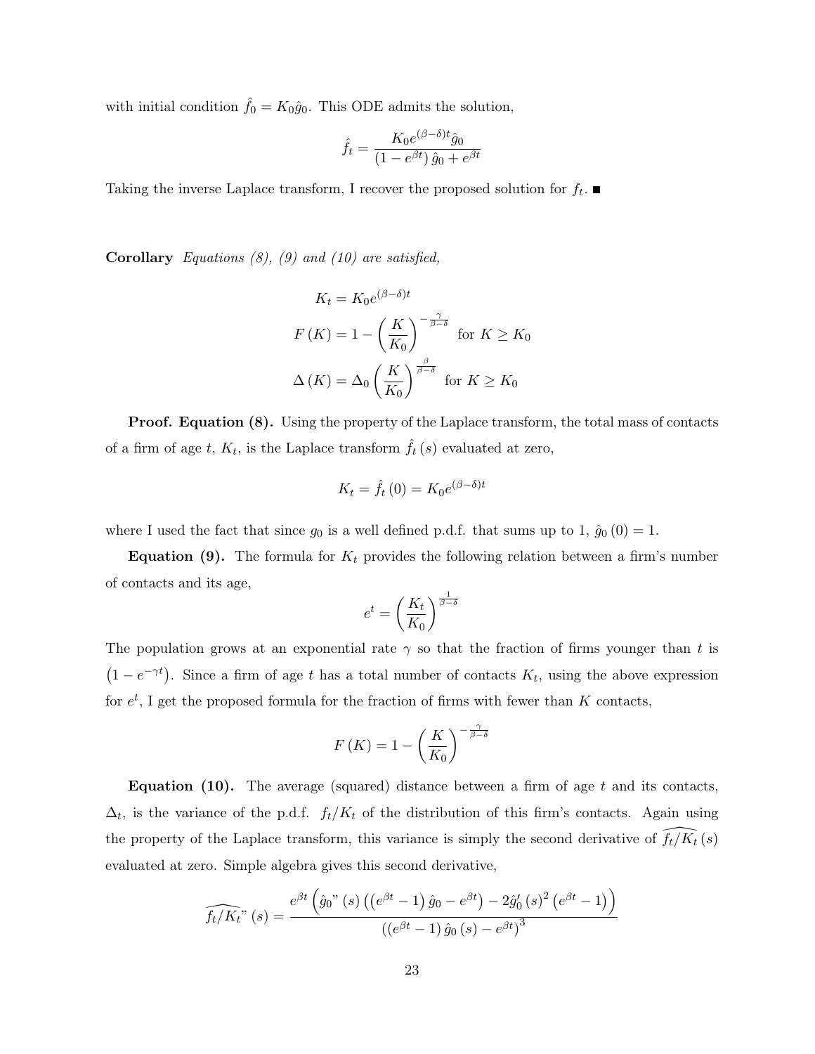with initial condition $\hat{f}_0 = K_0 \hat{g}_0$. This ODE admits the solution,

$$\hat{f}_t = \frac{K_0 e^{(\beta-\delta)t} \hat{g}_0}{\left(1 - e^{\beta t}\right) \hat{g}_0 + e^{\beta t}}$$

Taking the inverse Laplace transform, I recover the proposed solution for $f_t$. ■

**Corollary** *Equations (8), (9) and (10) are satisfied,*

$$K_t = K_0 e^{(\beta-\delta)t}$$

$$F(K) = 1 - \left(\frac{K}{K_0}\right)^{-\frac{\gamma}{\beta-\delta}} \text{ for } K \geq K_0$$

$$\Delta(K) = \Delta_0 \left(\frac{K}{K_0}\right)^{\frac{\beta}{\beta-\delta}} \text{ for } K \geq K_0$$

**Proof. Equation (8).** Using the property of the Laplace transform, the total mass of contacts of a firm of age $t$, $K_t$, is the Laplace transform $\hat{f}_t(s)$ evaluated at zero,

$$K_t = \hat{f}_t(0) = K_0 e^{(\beta-\delta)t}$$

where I used the fact that since $g_0$ is a well defined p.d.f. that sums up to 1, $\hat{g}_0(0) = 1$.

**Equation (9).** The formula for $K_t$ provides the following relation between a firm's number of contacts and its age,

$$e^t = \left(\frac{K_t}{K_0}\right)^{\frac{1}{\beta-\delta}}$$

The population grows at an exponential rate $\gamma$ so that the fraction of firms younger than $t$ is $\left(1 - e^{-\gamma t}\right)$. Since a firm of age $t$ has a total number of contacts $K_t$, using the above expression for $e^t$, I get the proposed formula for the fraction of firms with fewer than $K$ contacts,

$$F(K) = 1 - \left(\frac{K}{K_0}\right)^{-\frac{\gamma}{\beta-\delta}}$$

**Equation (10).** The average (squared) distance between a firm of age $t$ and its contacts, $\Delta_t$, is the variance of the p.d.f. $f_t/K_t$ of the distribution of this firm's contacts. Again using the property of the Laplace transform, this variance is simply the second derivative of $\widehat{f_t/K_t}(s)$ evaluated at zero. Simple algebra gives this second derivative,

$$\widehat{f_t/K_t}"(s) = \frac{e^{\beta t}\left(\hat{g}_0"(s)\left(\left(e^{\beta t}-1\right)\hat{g}_0 - e^{\beta t}\right) - 2\hat{g}_0'(s)^2\left(e^{\beta t}-1\right)\right)}{\left(\left(e^{\beta t}-1\right)\hat{g}_0(s) - e^{\beta t}\right)^3}$$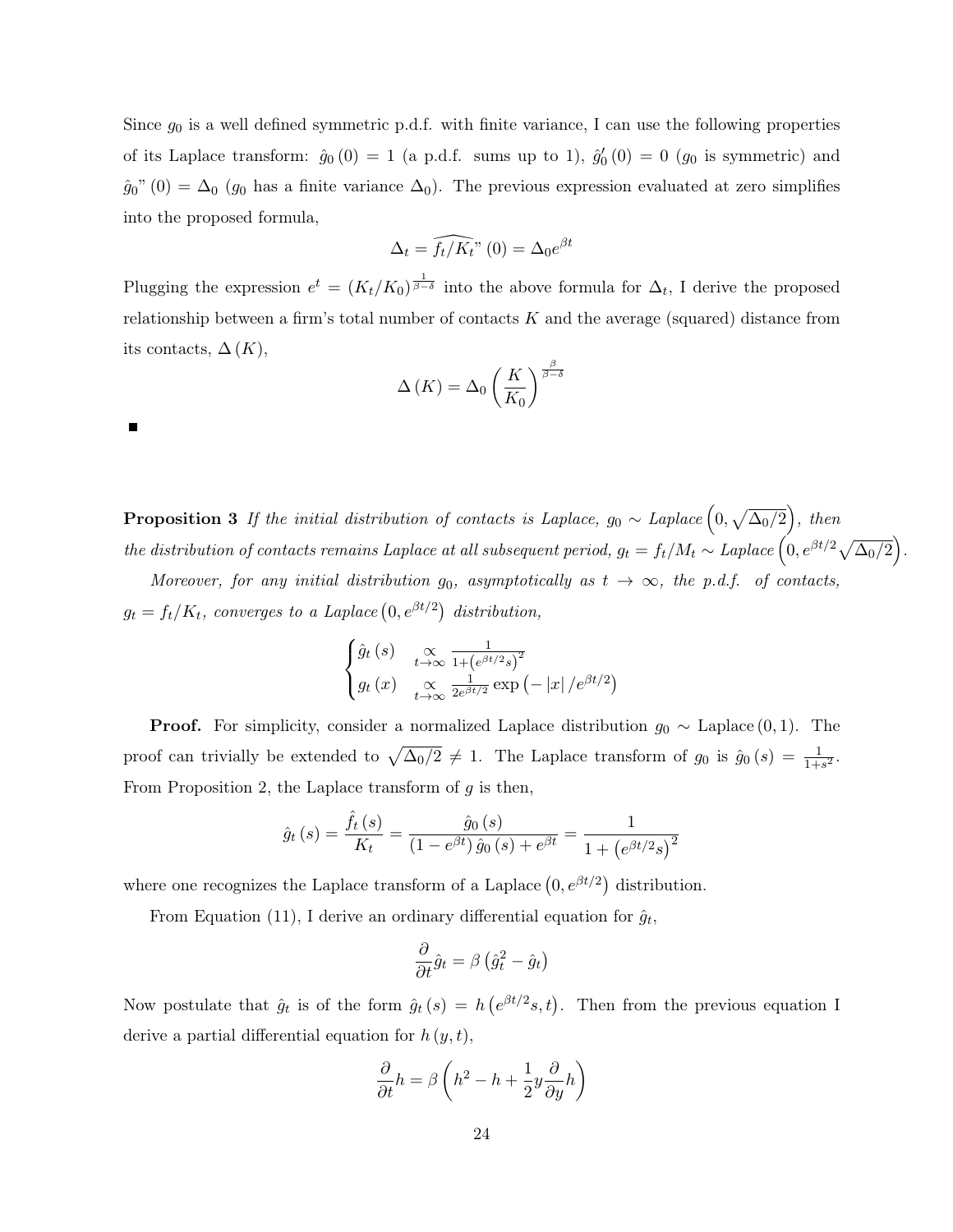Since $g_0$ is a well defined symmetric p.d.f. with finite variance, I can use the following properties of its Laplace transform: $\hat{g}_0(0) = 1$ (a p.d.f. sums up to 1), $\hat{g}_0'(0) = 0$ ($g_0$ is symmetric) and $\hat{g}_0"(0) = \Delta_0$ ($g_0$ has a finite variance $\Delta_0$). The previous expression evaluated at zero simplifies into the proposed formula,

$$\Delta_t = \widehat{f_t/K_t}"(0) = \Delta_0 e^{\beta t}$$

Plugging the expression $e^t = (K_t/K_0)^{\frac{1}{\beta-\delta}}$ into the above formula for $\Delta_t$, I derive the proposed relationship between a firm's total number of contacts $K$ and the average (squared) distance from its contacts, $\Delta(K)$,

$$\Delta(K) = \Delta_0 \left(\frac{K}{K_0}\right)^{\frac{\beta}{\beta-\delta}}$$

■

**Proposition 3** *If the initial distribution of contacts is Laplace, $g_0 \sim$ Laplace $\left(0, \sqrt{\Delta_0/2}\right)$, then the distribution of contacts remains Laplace at all subsequent period, $g_t = f_t/M_t \sim$ Laplace $\left(0, e^{\beta t/2}\sqrt{\Delta_0/2}\right)$.*

*Moreover, for any initial distribution $g_0$, asymptotically as $t \to \infty$, the p.d.f. of contacts, $g_t = f_t/K_t$, converges to a Laplace$\left(0, e^{\beta t/2}\right)$ distribution,*

$$\begin{cases} \hat{g}_t(s) & \underset{t\to\infty}{\propto} \frac{1}{1+\left(e^{\beta t/2}s\right)^2} \\ g_t(x) & \underset{t\to\infty}{\propto} \frac{1}{2e^{\beta t/2}} \exp\left(-|x|/e^{\beta t/2}\right) \end{cases}$$

**Proof.** For simplicity, consider a normalized Laplace distribution $g_0 \sim$ Laplace$(0,1)$. The proof can trivially be extended to $\sqrt{\Delta_0/2} \neq 1$. The Laplace transform of $g_0$ is $\hat{g}_0(s) = \frac{1}{1+s^2}$. From Proposition 2, the Laplace transform of $g$ is then,

$$\hat{g}_t(s) = \frac{\hat{f}_t(s)}{K_t} = \frac{\hat{g}_0(s)}{(1-e^{\beta t})\hat{g}_0(s) + e^{\beta t}} = \frac{1}{1+\left(e^{\beta t/2}s\right)^2}$$

where one recognizes the Laplace transform of a Laplace$\left(0, e^{\beta t/2}\right)$ distribution.

From Equation (11), I derive an ordinary differential equation for $\hat{g}_t$,

$$\frac{\partial}{\partial t}\hat{g}_t = \beta\left(\hat{g}_t^2 - \hat{g}_t\right)$$

Now postulate that $\hat{g}_t$ is of the form $\hat{g}_t(s) = h\left(e^{\beta t/2}s, t\right)$. Then from the previous equation I derive a partial differential equation for $h(y,t)$,

$$\frac{\partial}{\partial t}h = \beta\left(h^2 - h + \frac{1}{2}y\frac{\partial}{\partial y}h\right)$$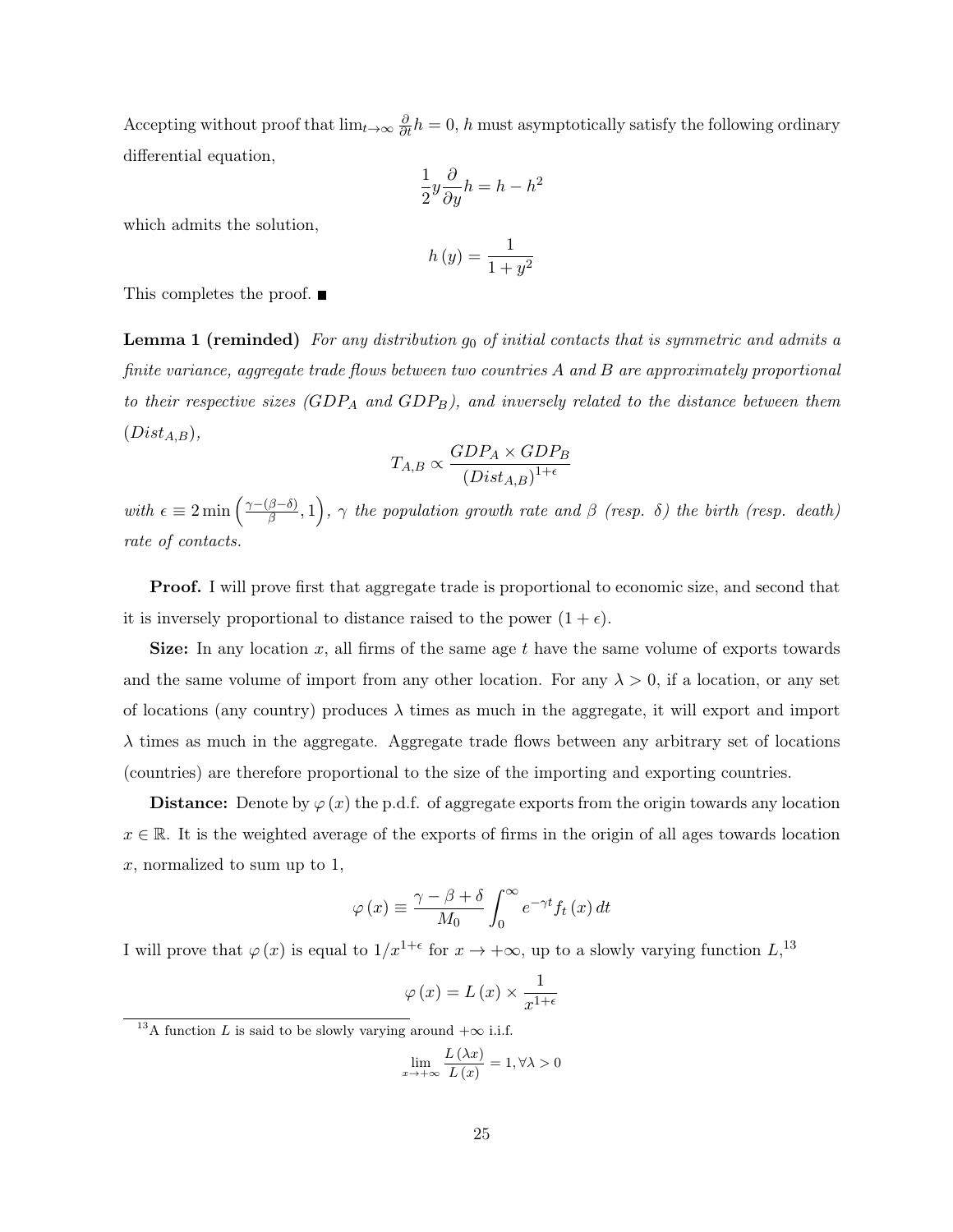Accepting without proof that $\lim_{t\to\infty} \frac{\partial}{\partial t} h = 0$, $h$ must asymptotically satisfy the following ordinary differential equation,

$$\frac{1}{2} y \frac{\partial}{\partial y} h = h - h^2$$

which admits the solution,

$$h(y) = \frac{1}{1+y^2}$$

This completes the proof. ■

**Lemma 1 (reminded)** *For any distribution $g_0$ of initial contacts that is symmetric and admits a finite variance, aggregate trade flows between two countries A and B are approximately proportional to their respective sizes ($GDP_A$ and $GDP_B$), and inversely related to the distance between them ($Dist_{A,B}$),*

$$T_{A,B} \propto \frac{GDP_A \times GDP_B}{(Dist_{A,B})^{1+\epsilon}}$$

*with $\epsilon \equiv 2 \min\left(\frac{\gamma-(\beta-\delta)}{\beta}, 1\right)$, $\gamma$ the population growth rate and $\beta$ (resp. $\delta$) the birth (resp. death) rate of contacts.*

**Proof.** I will prove first that aggregate trade is proportional to economic size, and second that it is inversely proportional to distance raised to the power $(1+\epsilon)$.

**Size:** In any location $x$, all firms of the same age $t$ have the same volume of exports towards and the same volume of import from any other location. For any $\lambda > 0$, if a location, or any set of locations (any country) produces $\lambda$ times as much in the aggregate, it will export and import $\lambda$ times as much in the aggregate. Aggregate trade flows between any arbitrary set of locations (countries) are therefore proportional to the size of the importing and exporting countries.

**Distance:** Denote by $\varphi(x)$ the p.d.f. of aggregate exports from the origin towards any location $x \in \mathbb{R}$. It is the weighted average of the exports of firms in the origin of all ages towards location $x$, normalized to sum up to 1,

$$\varphi(x) \equiv \frac{\gamma - \beta + \delta}{M_0} \int_0^\infty e^{-\gamma t} f_t(x)\, dt$$

I will prove that $\varphi(x)$ is equal to $1/x^{1+\epsilon}$ for $x \to +\infty$, up to a slowly varying function $L$,[13]

$$\varphi(x) = L(x) \times \frac{1}{x^{1+\epsilon}}$$

[13] A function $L$ is said to be slowly varying around $+\infty$ i.i.f.

$$\lim_{x\to+\infty} \frac{L(\lambda x)}{L(x)} = 1, \forall \lambda > 0$$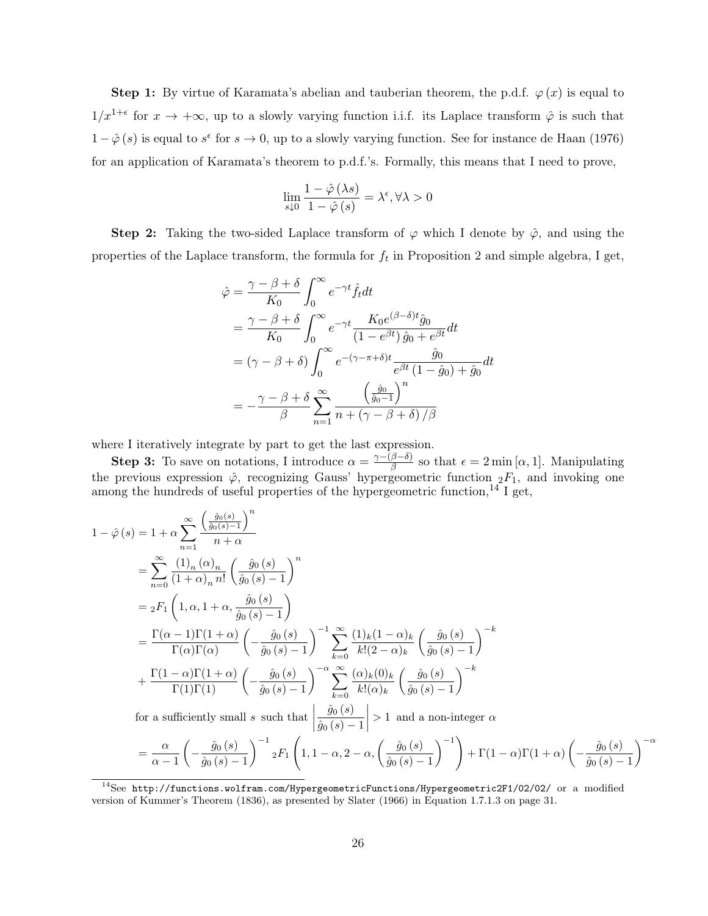**Step 1:** By virtue of Karamata's abelian and tauberian theorem, the p.d.f. $\varphi(x)$ is equal to $1/x^{1+\epsilon}$ for $x \to +\infty$, up to a slowly varying function i.i.f. its Laplace transform $\hat{\varphi}$ is such that $1-\hat{\varphi}(s)$ is equal to $s^{\epsilon}$ for $s \to 0$, up to a slowly varying function. See for instance de Haan (1976) for an application of Karamata's theorem to p.d.f.'s. Formally, this means that I need to prove,

$$\lim_{s \downarrow 0} \frac{1-\hat{\varphi}(\lambda s)}{1-\hat{\varphi}(s)} = \lambda^{\epsilon}, \forall \lambda > 0$$

**Step 2:** Taking the two-sided Laplace transform of $\varphi$ which I denote by $\hat{\varphi}$, and using the properties of the Laplace transform, the formula for $f_t$ in Proposition 2 and simple algebra, I get,

$$\begin{aligned}
\hat{\varphi} &= \frac{\gamma-\beta+\delta}{K_0} \int_0^{\infty} e^{-\gamma t} \hat{f}_t dt \\
&= \frac{\gamma-\beta+\delta}{K_0} \int_0^{\infty} e^{-\gamma t} \frac{K_0 e^{(\beta-\delta)t} \hat{g}_0}{\left(1-e^{\beta t}\right)\hat{g}_0 + e^{\beta t}} dt \\
&= (\gamma-\beta+\delta) \int_0^{\infty} e^{-(\gamma-\pi+\delta)t} \frac{\hat{g}_0}{e^{\beta t}\left(1-\hat{g}_0\right)+\hat{g}_0} dt \\
&= -\frac{\gamma-\beta+\delta}{\beta} \sum_{n=1}^{\infty} \frac{\left(\frac{\hat{g}_0}{\hat{g}_0-1}\right)^n}{n+(\gamma-\beta+\delta)/\beta}
\end{aligned}$$

where I iteratively integrate by part to get the last expression.

**Step 3:** To save on notations, I introduce $\alpha = \frac{\gamma-(\beta-\delta)}{\beta}$ so that $\epsilon = 2\min[\alpha, 1]$. Manipulating the previous expression $\hat{\varphi}$, recognizing Gauss' hypergeometric function ${}_2F_1$, and invoking one among the hundreds of useful properties of the hypergeometric function,[14] I get,

$$\begin{aligned}
1-\hat{\varphi}(s) &= 1+\alpha \sum_{n=1}^{\infty} \frac{\left(\frac{\hat{g}_0(s)}{\hat{g}_0(s)-1}\right)^n}{n+\alpha} \\
&= \sum_{n=0}^{\infty} \frac{(1)_n (\alpha)_n}{(1+\alpha)_n n!} \left(\frac{\hat{g}_0(s)}{\hat{g}_0(s)-1}\right)^n \\
&= {}_2F_1\left(1, \alpha, 1+\alpha, \frac{\hat{g}_0(s)}{\hat{g}_0(s)-1}\right) \\
&= \frac{\Gamma(\alpha-1)\Gamma(1+\alpha)}{\Gamma(\alpha)\Gamma(\alpha)} \left(-\frac{\hat{g}_0(s)}{\hat{g}_0(s)-1}\right)^{-1} \sum_{k=0}^{\infty} \frac{(1)_k(1-\alpha)_k}{k!(2-\alpha)_k} \left(\frac{\hat{g}_0(s)}{\hat{g}_0(s)-1}\right)^{-k} \\
&\quad + \frac{\Gamma(1-\alpha)\Gamma(1+\alpha)}{\Gamma(1)\Gamma(1)} \left(-\frac{\hat{g}_0(s)}{\hat{g}_0(s)-1}\right)^{-\alpha} \sum_{k=0}^{\infty} \frac{(\alpha)_k(0)_k}{k!(\alpha)_k} \left(\frac{\hat{g}_0(s)}{\hat{g}_0(s)-1}\right)^{-k} \\
&\quad \text{for a sufficiently small } s \text{ such that } \left|\frac{\hat{g}_0(s)}{\hat{g}_0(s)-1}\right| > 1 \text{ and a non-integer } \alpha \\
&= \frac{\alpha}{\alpha-1} \left(-\frac{\hat{g}_0(s)}{\hat{g}_0(s)-1}\right)^{-1} {}_2F_1\left(1, 1-\alpha, 2-\alpha, \left(\frac{\hat{g}_0(s)}{\hat{g}_0(s)-1}\right)^{-1}\right) + \Gamma(1-\alpha)\Gamma(1+\alpha)\left(-\frac{\hat{g}_0(s)}{\hat{g}_0(s)-1}\right)^{-\alpha}
\end{aligned}$$

[14] See http://functions.wolfram.com/HypergeometricFunctions/Hypergeometric2F1/02/02/ or a modified version of Kummer's Theorem (1836), as presented by Slater (1966) in Equation 1.7.1.3 on page 31.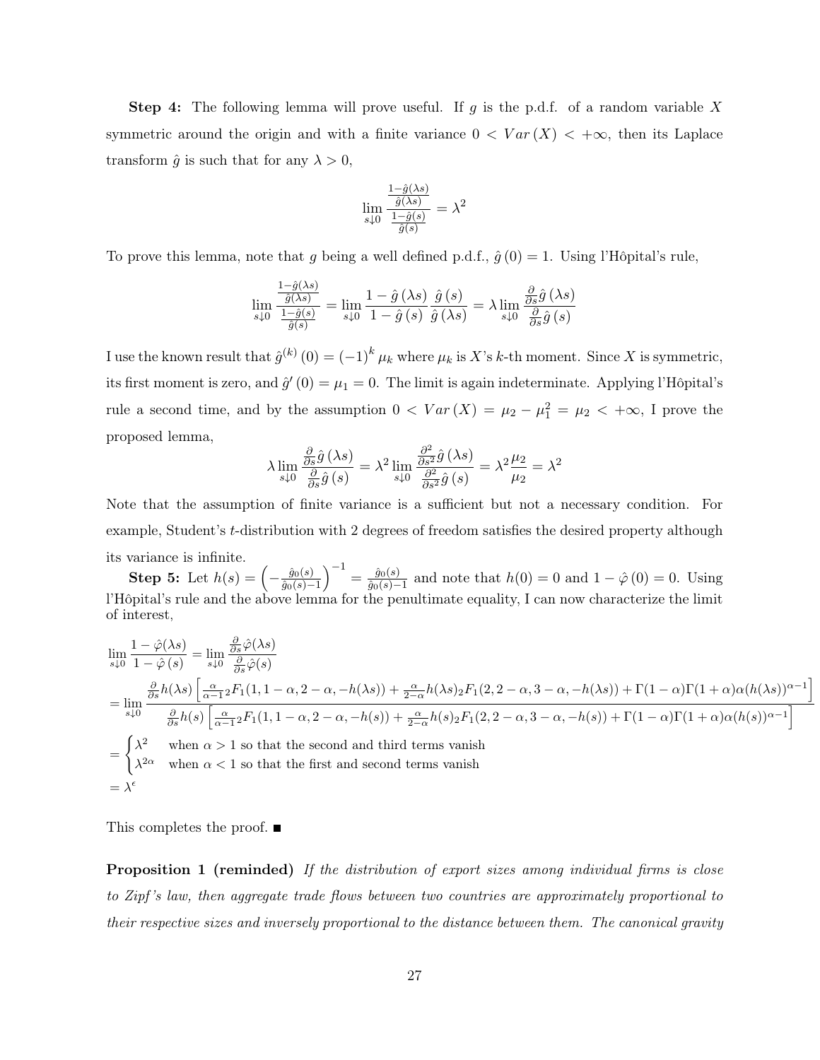**Step 4:** The following lemma will prove useful. If $g$ is the p.d.f. of a random variable $X$ symmetric around the origin and with a finite variance $0 < Var(X) < +\infty$, then its Laplace transform $\hat{g}$ is such that for any $\lambda > 0$,

$$\lim_{s \downarrow 0} \frac{\frac{1-\hat{g}(\lambda s)}{\hat{g}(\lambda s)}}{\frac{1-\hat{g}(s)}{\hat{g}(s)}} = \lambda^2$$

To prove this lemma, note that $g$ being a well defined p.d.f., $\hat{g}(0) = 1$. Using l'Hôpital's rule,

$$\lim_{s \downarrow 0} \frac{\frac{1-\hat{g}(\lambda s)}{\hat{g}(\lambda s)}}{\frac{1-\hat{g}(s)}{\hat{g}(s)}} = \lim_{s \downarrow 0} \frac{1-\hat{g}(\lambda s)}{1-\hat{g}(s)} \frac{\hat{g}(s)}{\hat{g}(\lambda s)} = \lambda \lim_{s \downarrow 0} \frac{\frac{\partial}{\partial s}\hat{g}(\lambda s)}{\frac{\partial}{\partial s}\hat{g}(s)}$$

I use the known result that $\hat{g}^{(k)}(0) = (-1)^k \mu_k$ where $\mu_k$ is $X$'s $k$-th moment. Since $X$ is symmetric, its first moment is zero, and $\hat{g}'(0) = \mu_1 = 0$. The limit is again indeterminate. Applying l'Hôpital's rule a second time, and by the assumption $0 < Var(X) = \mu_2 - \mu_1^2 = \mu_2 < +\infty$, I prove the proposed lemma,

$$\lambda \lim_{s \downarrow 0} \frac{\frac{\partial}{\partial s}\hat{g}(\lambda s)}{\frac{\partial}{\partial s}\hat{g}(s)} = \lambda^2 \lim_{s \downarrow 0} \frac{\frac{\partial^2}{\partial s^2}\hat{g}(\lambda s)}{\frac{\partial^2}{\partial s^2}\hat{g}(s)} = \lambda^2 \frac{\mu_2}{\mu_2} = \lambda^2$$

Note that the assumption of finite variance is a sufficient but not a necessary condition. For example, Student's $t$-distribution with 2 degrees of freedom satisfies the desired property although its variance is infinite.

**Step 5:** Let $h(s) = \left(-\frac{\hat{g}_0(s)}{\hat{g}_0(s)-1}\right)^{-1} = \frac{\hat{g}_0(s)}{\hat{g}_0(s)-1}$ and note that $h(0) = 0$ and $1 - \hat{\varphi}(0) = 0$. Using l'Hôpital's rule and the above lemma for the penultimate equality, I can now characterize the limit of interest,

$$\begin{aligned}
&\lim_{s \downarrow 0} \frac{1-\hat{\varphi}(\lambda s)}{1-\hat{\varphi}(s)} = \lim_{s \downarrow 0} \frac{\frac{\partial}{\partial s}\hat{\varphi}(\lambda s)}{\frac{\partial}{\partial s}\hat{\varphi}(s)} \\
&= \lim_{s \downarrow 0} \frac{\frac{\partial}{\partial s}h(\lambda s)\left[\frac{\alpha}{\alpha-1}{}_2F_1(1, 1-\alpha, 2-\alpha, -h(\lambda s)) + \frac{\alpha}{2-\alpha}h(\lambda s){}_2F_1(2, 2-\alpha, 3-\alpha, -h(\lambda s)) + \Gamma(1-\alpha)\Gamma(1+\alpha)\alpha(h(\lambda s))^{\alpha-1}\right]}{\frac{\partial}{\partial s}h(s)\left[\frac{\alpha}{\alpha-1}{}_2F_1(1, 1-\alpha, 2-\alpha, -h(s)) + \frac{\alpha}{2-\alpha}h(s){}_2F_1(2, 2-\alpha, 3-\alpha, -h(s)) + \Gamma(1-\alpha)\Gamma(1+\alpha)\alpha(h(s))^{\alpha-1}\right]} \\
&= \begin{cases} \lambda^2 & \text{when } \alpha > 1 \text{ so that the second and third terms vanish} \\ \lambda^{2\alpha} & \text{when } \alpha < 1 \text{ so that the first and second terms vanish} \end{cases} \\
&= \lambda^{\epsilon}
\end{aligned}$$

This completes the proof. ■

**Proposition 1 (reminded)** *If the distribution of export sizes among individual firms is close to Zipf's law, then aggregate trade flows between two countries are approximately proportional to their respective sizes and inversely proportional to the distance between them. The canonical gravity*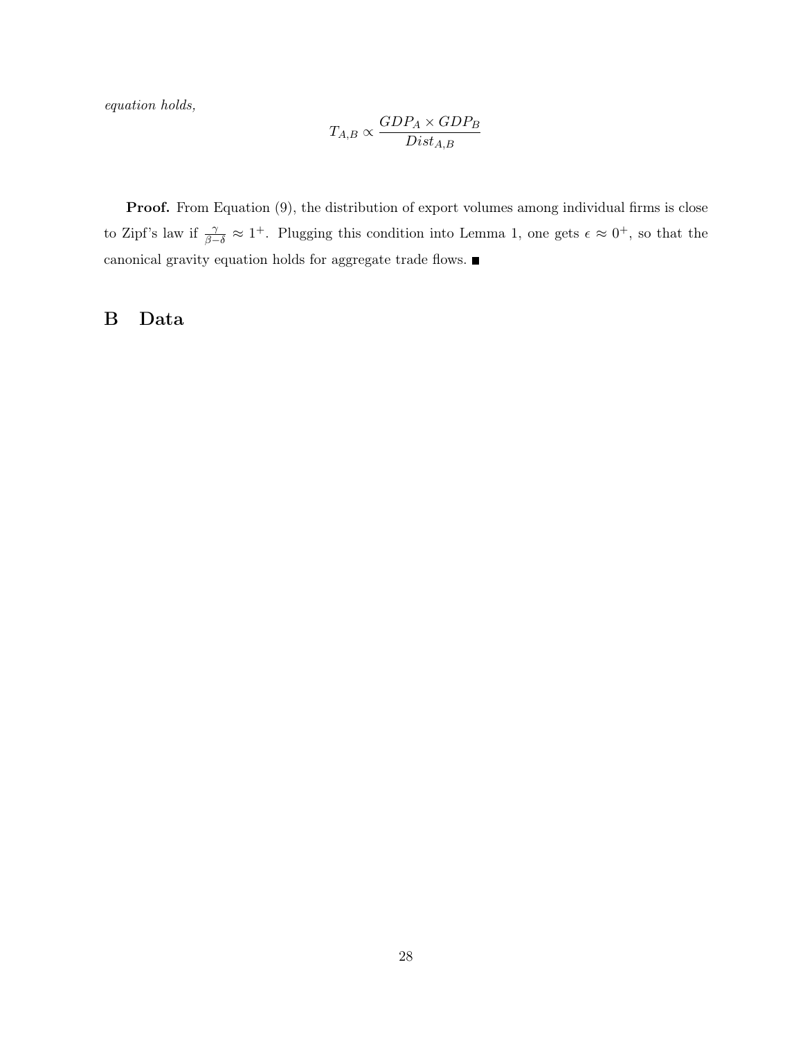*equation holds,*

$$T_{A,B} \propto \frac{GDP_A \times GDP_B}{Dist_{A,B}}$$

**Proof.** From Equation (9), the distribution of export volumes among individual firms is close to Zipf's law if $\frac{\gamma}{\beta-\delta} \approx 1^+$. Plugging this condition into Lemma 1, one gets $\epsilon \approx 0^+$, so that the canonical gravity equation holds for aggregate trade flows. ■

# B Data